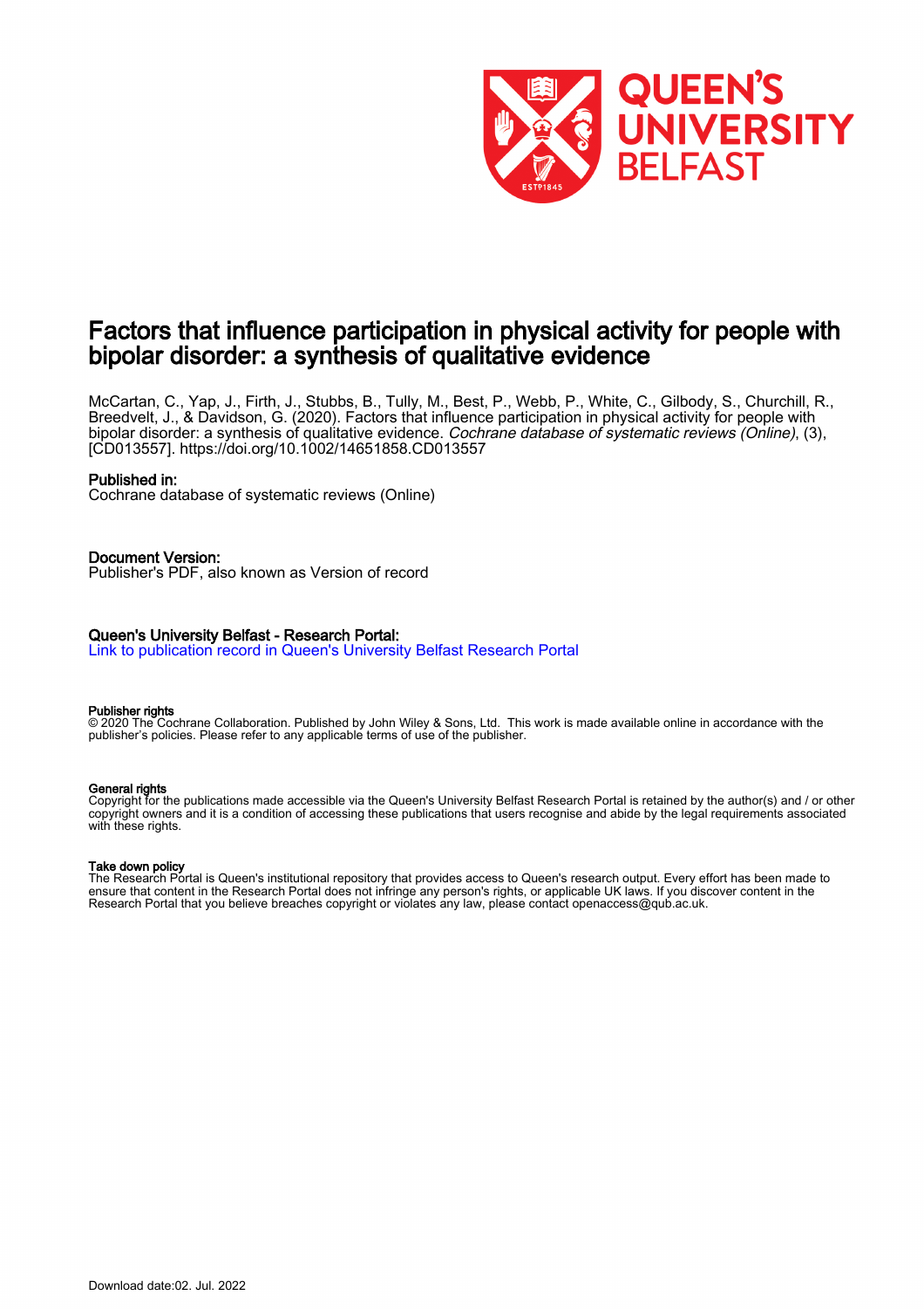# Factors that influence participation in physical activity for people with bipolar disorder: a synthesis of qualitative evidence

McCartan, C., Yap, J., Firth, J., Stubbs, B., Tully, M., Best, P., Webb, P., White, C., Gilbody, S., Churchill, R., Breedvelt, J., & Davidson, G. (2020). Factors that influence participation in physical activity for people with bipolar disorder: a synthesis of qualitative evidence. *Cochrane database of systematic reviews (Online)*, (3), [CD013557]. https://doi.org/10.1002/14651858.CD013557

**Published in:**
Cochrane database of systematic reviews (Online)

**Document Version:**
Publisher's PDF, also known as Version of record

**Queen's University Belfast - Research Portal:**
Link to publication record in Queen's University Belfast Research Portal

**Publisher rights**
© 2020 The Cochrane Collaboration. Published by John Wiley & Sons, Ltd. This work is made available online in accordance with the publisher's policies. Please refer to any applicable terms of use of the publisher.

**General rights**
Copyright for the publications made accessible via the Queen's University Belfast Research Portal is retained by the author(s) and / or other copyright owners and it is a condition of accessing these publications that users recognise and abide by the legal requirements associated with these rights.

**Take down policy**
The Research Portal is Queen's institutional repository that provides access to Queen's research output. Every effort has been made to ensure that content in the Research Portal does not infringe any person's rights, or applicable UK laws. If you discover content in the Research Portal that you believe breaches copyright or violates any law, please contact openaccess@qub.ac.uk.

Download date:02. Jul. 2022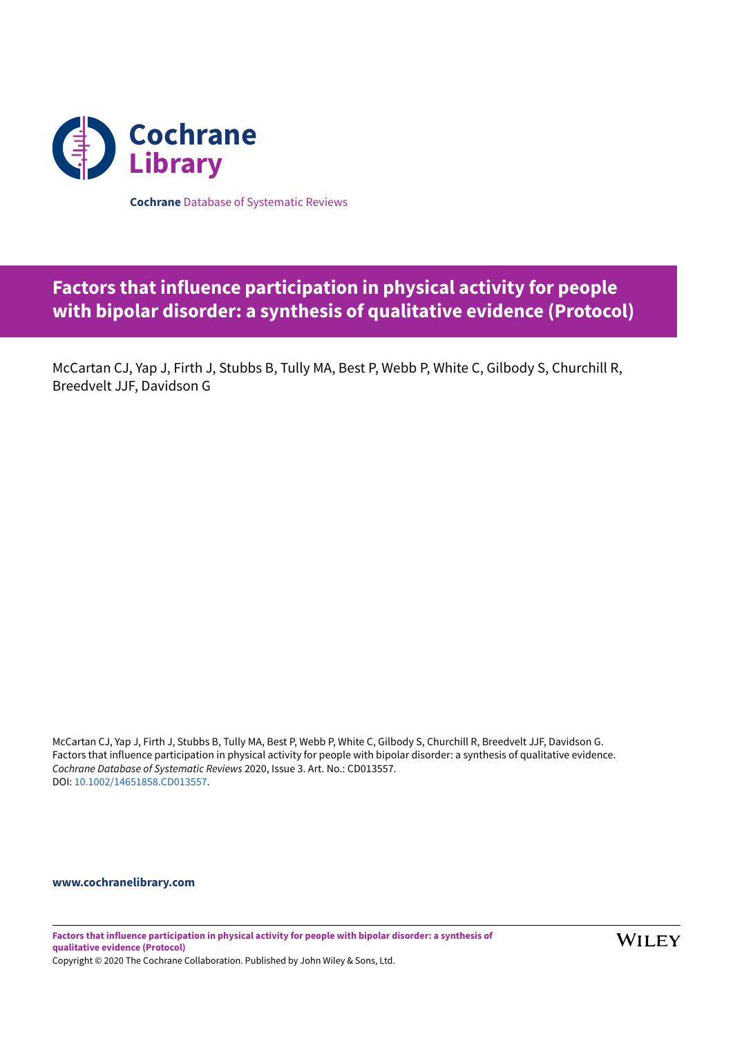Cochrane Database of Systematic Reviews

# Factors that influence participation in physical activity for people with bipolar disorder: a synthesis of qualitative evidence (Protocol)

McCartan CJ, Yap J, Firth J, Stubbs B, Tully MA, Best P, Webb P, White C, Gilbody S, Churchill R, Breedvelt JJF, Davidson G

McCartan CJ, Yap J, Firth J, Stubbs B, Tully MA, Best P, Webb P, White C, Gilbody S, Churchill R, Breedvelt JJF, Davidson G. Factors that influence participation in physical activity for people with bipolar disorder: a synthesis of qualitative evidence. *Cochrane Database of Systematic Reviews* 2020, Issue 3. Art. No.: CD013557. DOI: 10.1002/14651858.CD013557.

**www.cochranelibrary.com**

Copyright © 2020 The Cochrane Collaboration. Published by John Wiley & Sons, Ltd.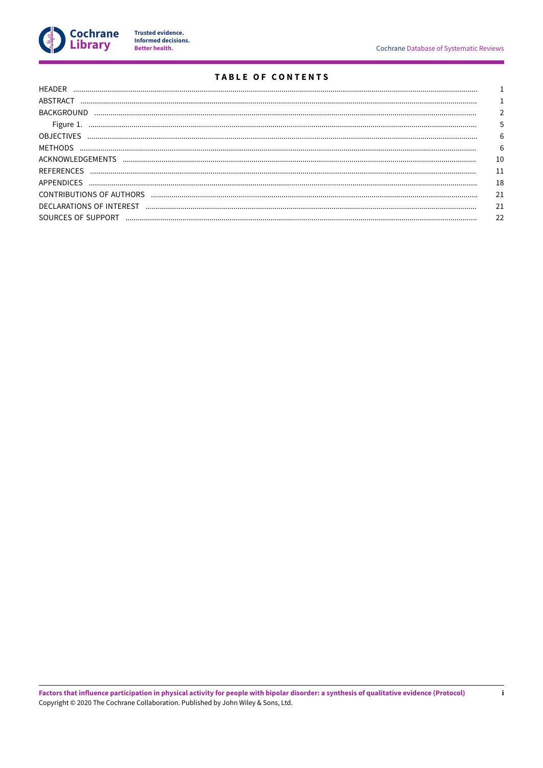# TABLE OF CONTENTS

| | |
|---|---|
| HEADER | 1 |
| ABSTRACT | 1 |
| BACKGROUND | 2 |
| Figure 1. | 5 |
| OBJECTIVES | 6 |
| METHODS | 6 |
| ACKNOWLEDGEMENTS | 10 |
| REFERENCES | 11 |
| APPENDICES | 18 |
| CONTRIBUTIONS OF AUTHORS | 21 |
| DECLARATIONS OF INTEREST | 21 |
| SOURCES OF SUPPORT | 22 |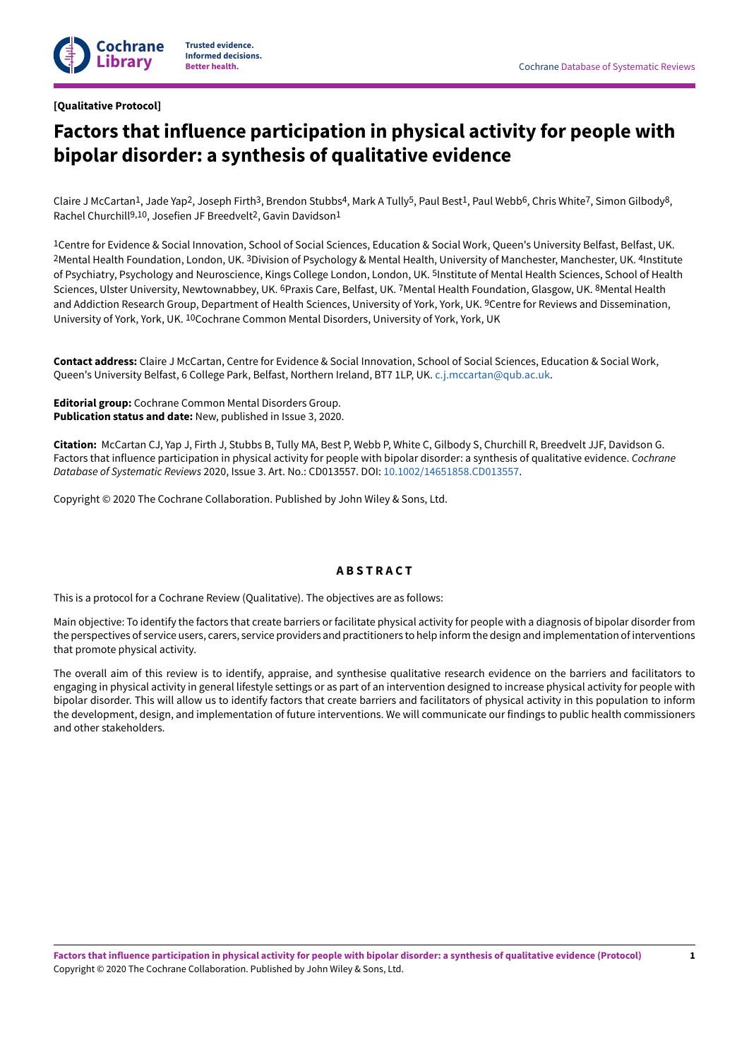[Qualitative Protocol]

# Factors that influence participation in physical activity for people with bipolar disorder: a synthesis of qualitative evidence

Claire J McCartan[1], Jade Yap[2], Joseph Firth[3], Brendon Stubbs[4], Mark A Tully[5], Paul Best[1], Paul Webb[6], Chris White[7], Simon Gilbody[8], Rachel Churchill[9,10], Josefien JF Breedvelt[2], Gavin Davidson[1]

[1]Centre for Evidence & Social Innovation, School of Social Sciences, Education & Social Work, Queen's University Belfast, Belfast, UK. [2]Mental Health Foundation, London, UK. [3]Division of Psychology & Mental Health, University of Manchester, Manchester, UK. [4]Institute of Psychiatry, Psychology and Neuroscience, Kings College London, London, UK. [5]Institute of Mental Health Sciences, School of Health Sciences, Ulster University, Newtownabbey, UK. [6]Praxis Care, Belfast, UK. [7]Mental Health Foundation, Glasgow, UK. [8]Mental Health and Addiction Research Group, Department of Health Sciences, University of York, York, UK. [9]Centre for Reviews and Dissemination, University of York, York, UK. [10]Cochrane Common Mental Disorders, University of York, York, UK

**Contact address:** Claire J McCartan, Centre for Evidence & Social Innovation, School of Social Sciences, Education & Social Work, Queen's University Belfast, 6 College Park, Belfast, Northern Ireland, BT7 1LP, UK. c.j.mccartan@qub.ac.uk.

**Editorial group:** Cochrane Common Mental Disorders Group.
**Publication status and date:** New, published in Issue 3, 2020.

**Citation:** McCartan CJ, Yap J, Firth J, Stubbs B, Tully MA, Best P, Webb P, White C, Gilbody S, Churchill R, Breedvelt JJF, Davidson G. Factors that influence participation in physical activity for people with bipolar disorder: a synthesis of qualitative evidence. *Cochrane Database of Systematic Reviews* 2020, Issue 3. Art. No.: CD013557. DOI: 10.1002/14651858.CD013557.

Copyright © 2020 The Cochrane Collaboration. Published by John Wiley & Sons, Ltd.

## ABSTRACT

This is a protocol for a Cochrane Review (Qualitative). The objectives are as follows:

Main objective: To identify the factors that create barriers or facilitate physical activity for people with a diagnosis of bipolar disorder from the perspectives of service users, carers, service providers and practitioners to help inform the design and implementation of interventions that promote physical activity.

The overall aim of this review is to identify, appraise, and synthesise qualitative research evidence on the barriers and facilitators to engaging in physical activity in general lifestyle settings or as part of an intervention designed to increase physical activity for people with bipolar disorder. This will allow us to identify factors that create barriers and facilitators of physical activity in this population to inform the development, design, and implementation of future interventions. We will communicate our findings to public health commissioners and other stakeholders.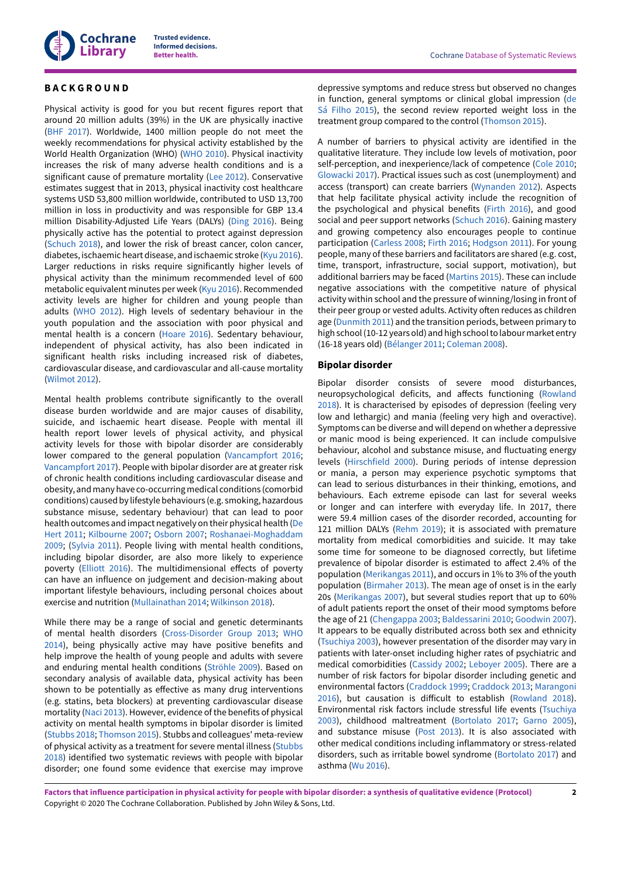# BACKGROUND

Physical activity is good for you but recent figures report that around 20 million adults (39%) in the UK are physically inactive (BHF 2017). Worldwide, 1400 million people do not meet the weekly recommendations for physical activity established by the World Health Organization (WHO) (WHO 2010). Physical inactivity increases the risk of many adverse health conditions and is a significant cause of premature mortality (Lee 2012). Conservative estimates suggest that in 2013, physical inactivity cost healthcare systems USD 53,800 million worldwide, contributed to USD 13,700 million in loss in productivity and was responsible for GBP 13.4 million Disability-Adjusted Life Years (DALYs) (Ding 2016). Being physically active has the potential to protect against depression (Schuch 2018), and lower the risk of breast cancer, colon cancer, diabetes, ischaemic heart disease, and ischaemic stroke (Kyu 2016). Larger reductions in risks require significantly higher levels of physical activity than the minimum recommended level of 600 metabolic equivalent minutes per week (Kyu 2016). Recommended activity levels are higher for children and young people than adults (WHO 2012). High levels of sedentary behaviour in the youth population and the association with poor physical and mental health is a concern (Hoare 2016). Sedentary behaviour, independent of physical activity, has also been indicated in significant health risks including increased risk of diabetes, cardiovascular disease, and cardiovascular and all-cause mortality (Wilmot 2012).

Mental health problems contribute significantly to the overall disease burden worldwide and are major causes of disability, suicide, and ischaemic heart disease. People with mental ill health report lower levels of physical activity, and physical activity levels for those with bipolar disorder are considerably lower compared to the general population (Vancampfort 2016; Vancampfort 2017). People with bipolar disorder are at greater risk of chronic health conditions including cardiovascular disease and obesity, and many have co-occurring medical conditions (comorbid conditions) caused by lifestyle behaviours (e.g. smoking, hazardous substance misuse, sedentary behaviour) that can lead to poor health outcomes and impact negatively on their physical health (De Hert 2011; Kilbourne 2007; Osborn 2007; Roshanaei-Moghaddam 2009; (Sylvia 2011). People living with mental health conditions, including bipolar disorder, are also more likely to experience poverty (Elliott 2016). The multidimensional effects of poverty can have an influence on judgement and decision-making about important lifestyle behaviours, including personal choices about exercise and nutrition (Mullainathan 2014; Wilkinson 2018).

While there may be a range of social and genetic determinants of mental health disorders (Cross-Disorder Group 2013; WHO 2014), being physically active may have positive benefits and help improve the health of young people and adults with severe and enduring mental health conditions (Ströhle 2009). Based on secondary analysis of available data, physical activity has been shown to be potentially as effective as many drug interventions (e.g. statins, beta blockers) at preventing cardiovascular disease mortality (Naci 2013). However, evidence of the benefits of physical activity on mental health symptoms in bipolar disorder is limited (Stubbs 2018; Thomson 2015). Stubbs and colleagues' meta-review of physical activity as a treatment for severe mental illness (Stubbs 2018) identified two systematic reviews with people with bipolar disorder; one found some evidence that exercise may improve depressive symptoms and reduce stress but observed no changes in function, general symptoms or clinical global impression (de Sá Filho 2015), the second review reported weight loss in the treatment group compared to the control (Thomson 2015).

A number of barriers to physical activity are identified in the qualitative literature. They include low levels of motivation, poor self-perception, and inexperience/lack of competence (Cole 2010; Glowacki 2017). Practical issues such as cost (unemployment) and access (transport) can create barriers (Wynanden 2012). Aspects that help facilitate physical activity include the recognition of the psychological and physical benefits (Firth 2016), and good social and peer support networks (Schuch 2016). Gaining mastery and growing competency also encourages people to continue participation (Carless 2008; Firth 2016; Hodgson 2011). For young people, many of these barriers and facilitators are shared (e.g. cost, time, transport, infrastructure, social support, motivation), but additional barriers may be faced (Martins 2015). These can include negative associations with the competitive nature of physical activity within school and the pressure of winning/losing in front of their peer group or vested adults. Activity often reduces as children age (Dunmith 2011) and the transition periods, between primary to high school (10-12 years old) and high school to labour market entry (16-18 years old) (Bélanger 2011; Coleman 2008).

## Bipolar disorder

Bipolar disorder consists of severe mood disturbances, neuropsychological deficits, and affects functioning (Rowland 2018). It is characterised by episodes of depression (feeling very low and lethargic) and mania (feeling very high and overactive). Symptoms can be diverse and will depend on whether a depressive or manic mood is being experienced. It can include compulsive behaviour, alcohol and substance misuse, and fluctuating energy levels (Hirschfield 2000). During periods of intense depression or mania, a person may experience psychotic symptoms that can lead to serious disturbances in their thinking, emotions, and behaviours. Each extreme episode can last for several weeks or longer and can interfere with everyday life. In 2017, there were 59.4 million cases of the disorder recorded, accounting for 121 million DALYs (Rehm 2019); it is associated with premature mortality from medical comorbidities and suicide. It may take some time for someone to be diagnosed correctly, but lifetime prevalence of bipolar disorder is estimated to affect 2.4% of the population (Merikangas 2011), and occurs in 1% to 3% of the youth population (Birmaher 2013). The mean age of onset is in the early 20s (Merikangas 2007), but several studies report that up to 60% of adult patients report the onset of their mood symptoms before the age of 21 (Chengappa 2003; Baldessarini 2010; Goodwin 2007). It appears to be equally distributed across both sex and ethnicity (Tsuchiya 2003), however presentation of the disorder may vary in patients with later-onset including higher rates of psychiatric and medical comorbidities (Cassidy 2002; Leboyer 2005). There are a number of risk factors for bipolar disorder including genetic and environmental factors (Craddock 1999; Craddock 2013; Marangoni 2016), but causation is difficult to establish (Rowland 2018). Environmental risk factors include stressful life events (Tsuchiya 2003), childhood maltreatment (Bortolato 2017; Garno 2005), and substance misuse (Post 2013). It is also associated with other medical conditions including inflammatory or stress-related disorders, such as irritable bowel syndrome (Bortolato 2017) and asthma (Wu 2016).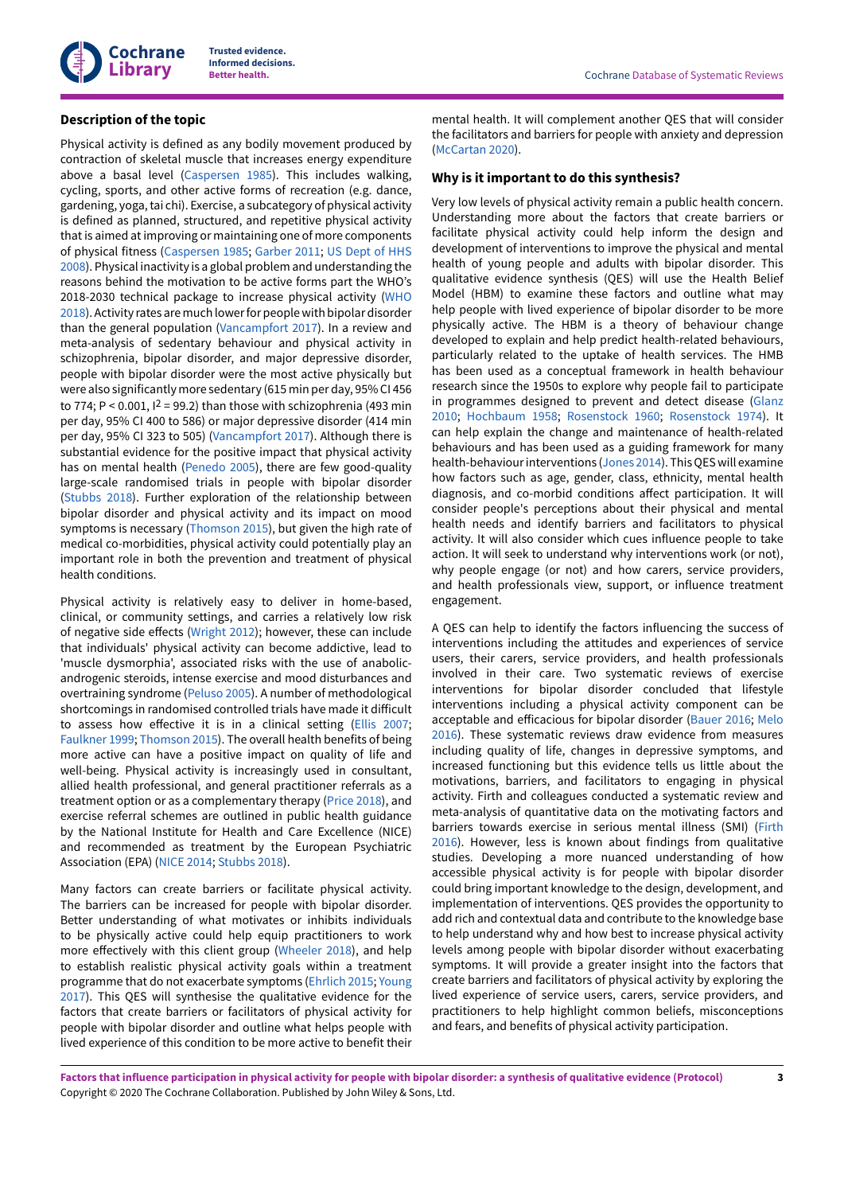### Description of the topic

Physical activity is defined as any bodily movement produced by contraction of skeletal muscle that increases energy expenditure above a basal level (Caspersen 1985). This includes walking, cycling, sports, and other active forms of recreation (e.g. dance, gardening, yoga, tai chi). Exercise, a subcategory of physical activity is defined as planned, structured, and repetitive physical activity that is aimed at improving or maintaining one of more components of physical fitness (Caspersen 1985; Garber 2011; US Dept of HHS 2008). Physical inactivity is a global problem and understanding the reasons behind the motivation to be active forms part the WHO's 2018-2030 technical package to increase physical activity (WHO 2018). Activity rates are much lower for people with bipolar disorder than the general population (Vancampfort 2017). In a review and meta-analysis of sedentary behaviour and physical activity in schizophrenia, bipolar disorder, and major depressive disorder, people with bipolar disorder were the most active physically but were also significantly more sedentary (615 min per day, 95% CI 456 to 774; $P < 0.001$, $I^2 = 99.2$) than those with schizophrenia (493 min per day, 95% CI 400 to 586) or major depressive disorder (414 min per day, 95% CI 323 to 505) (Vancampfort 2017). Although there is substantial evidence for the positive impact that physical activity has on mental health (Penedo 2005), there are few good-quality large-scale randomised trials in people with bipolar disorder (Stubbs 2018). Further exploration of the relationship between bipolar disorder and physical activity and its impact on mood symptoms is necessary (Thomson 2015), but given the high rate of medical co-morbidities, physical activity could potentially play an important role in both the prevention and treatment of physical health conditions.

Physical activity is relatively easy to deliver in home-based, clinical, or community settings, and carries a relatively low risk of negative side effects (Wright 2012); however, these can include that individuals' physical activity can become addictive, lead to 'muscle dysmorphia', associated risks with the use of anabolic-androgenic steroids, intense exercise and mood disturbances and overtraining syndrome (Peluso 2005). A number of methodological shortcomings in randomised controlled trials have made it difficult to assess how effective it is in a clinical setting (Ellis 2007; Faulkner 1999; Thomson 2015). The overall health benefits of being more active can have a positive impact on quality of life and well-being. Physical activity is increasingly used in consultant, allied health professionals, and general practitioner referrals as a treatment option or as a complementary therapy (Price 2018), and exercise referral schemes are outlined in public health guidance by the National Institute for Health and Care Excellence (NICE) and recommended as treatment by the European Psychiatric Association (EPA) (NICE 2014; Stubbs 2018).

Many factors can create barriers or facilitate physical activity. The barriers can be increased for people with bipolar disorder. Better understanding of what motivates or inhibits individuals to be physically active could help equip practitioners to work more effectively with this client group (Wheeler 2018), and help to establish realistic physical activity goals within a treatment programme that do not exacerbate symptoms (Ehrlich 2015; Young 2017). This QES will synthesise the qualitative evidence for the factors that create barriers or facilitators of physical activity for people with bipolar disorder and outline what helps people with lived experience of this condition to be more active to benefit their mental health. It will complement another QES that will consider the facilitators and barriers for people with anxiety and depression (McCartan 2020).

### Why is it important to do this synthesis?

Very low levels of physical activity remain a public health concern. Understanding more about the factors that create barriers or facilitate physical activity could help inform the design and development of interventions to improve the physical and mental health of young people and adults with bipolar disorder. This qualitative evidence synthesis (QES) will use the Health Belief Model (HBM) to examine these factors and outline what may help people with lived experience of bipolar disorder to be more physically active. The HBM is a theory of behaviour change developed to explain and help predict health-related behaviours, particularly related to the uptake of health services. The HMB has been used as a conceptual framework in health behaviour research since the 1950s to explore why people fail to participate in programmes designed to prevent and detect disease (Glanz 2010; Hochbaum 1958; Rosenstock 1960; Rosenstock 1974). It can help explain the change and maintenance of health-related behaviours and has been used as a guiding framework for many health-behaviour interventions (Jones 2014). This QES will examine how factors such as age, gender, class, ethnicity, mental health diagnosis, and co-morbid conditions affect participation. It will consider people's perceptions about their physical and mental health needs and identify barriers and facilitators to physical activity. It will also consider which cues influence people to take action. It will seek to understand why interventions work (or not), why people engage (or not) and how carers, service providers, and health professionals view, support, or influence treatment engagement.

A QES can help to identify the factors influencing the success of interventions including the attitudes and experiences of service users, their carers, service providers, and health professionals involved in their care. Two systematic reviews of exercise interventions for bipolar disorder concluded that lifestyle interventions including a physical activity component can be acceptable and efficacious for bipolar disorder (Bauer 2016; Melo 2016). These systematic reviews draw evidence from measures including quality of life, changes in depressive symptoms, and increased functioning but this evidence tells us little about the motivations, barriers, and facilitators to engaging in physical activity. Firth and colleagues conducted a systematic review and meta-analysis of quantitative data on the motivating factors and barriers towards exercise in serious mental illness (SMI) (Firth 2016). However, less is known about findings from qualitative studies. Developing a more nuanced understanding of how accessible physical activity is for people with bipolar disorder could bring important knowledge to the design, development, and implementation of interventions. QES provides the opportunity to add rich and contextual data and contribute to the knowledge base to help understand why and how best to increase physical activity levels among people with bipolar disorder without exacerbating symptoms. It will provide a greater insight into the factors that create barriers and facilitators of physical activity by exploring the lived experience of service users, carers, service providers, and practitioners to help highlight common beliefs, misconceptions and fears, and benefits of physical activity participation.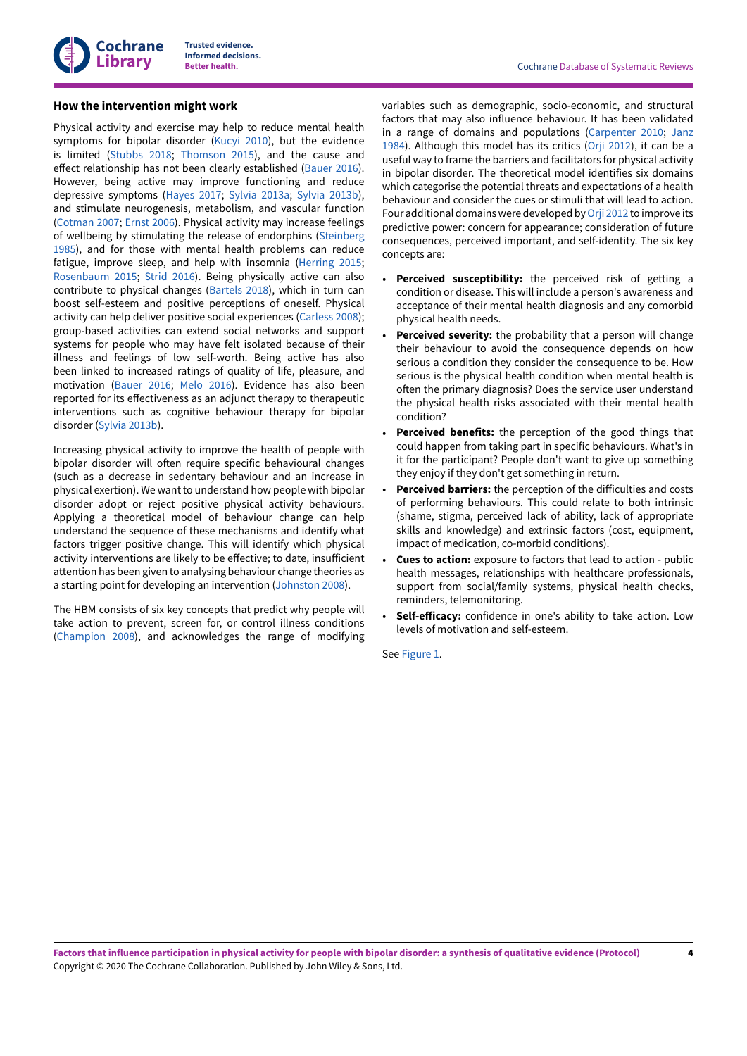### How the intervention might work

Physical activity and exercise may help to reduce mental health symptoms for bipolar disorder (Kucyi 2010), but the evidence is limited (Stubbs 2018; Thomson 2015), and the cause and effect relationship has not been clearly established (Bauer 2016). However, being active may improve functioning and reduce depressive symptoms (Hayes 2017; Sylvia 2013a; Sylvia 2013b), and stimulate neurogenesis, metabolism, and vascular function (Cotman 2007; Ernst 2006). Physical activity may increase feelings of wellbeing by stimulating the release of endorphins (Steinberg 1985), and for those with mental health problems can reduce fatigue, improve sleep, and help with insomnia (Herring 2015; Rosenbaum 2015; Strid 2016). Being physically active can also contribute to physical changes (Bartels 2018), which in turn can boost self-esteem and positive perceptions of oneself. Physical activity can help deliver positive social experiences (Carless 2008); group-based activities can extend social networks and support systems for people who may have felt isolated because of their illness and feelings of low self-worth. Being active has also been linked to increased ratings of quality of life, pleasure, and motivation (Bauer 2016; Melo 2016). Evidence has also been reported for its effectiveness as an adjunct therapy to therapeutic interventions such as cognitive behaviour therapy for bipolar disorder (Sylvia 2013b).

Increasing physical activity to improve the health of people with bipolar disorder will often require specific behavioural changes (such as a decrease in sedentary behaviour and an increase in physical exertion). We want to understand how people with bipolar disorder adopt or reject positive physical activity behaviours. Applying a theoretical model of behaviour change can help understand the sequence of these mechanisms and identify what factors trigger positive change. This will identify which physical activity interventions are likely to be effective; to date, insufficient attention has been given to analysing behaviour change theories as a starting point for developing an intervention (Johnston 2008).

The HBM consists of six key concepts that predict why people will take action to prevent, screen for, or control illness conditions (Champion 2008), and acknowledges the range of modifying variables such as demographic, socio-economic, and structural factors that may also influence behaviour. It has been validated in a range of domains and populations (Carpenter 2010; Janz 1984). Although this model has its critics (Orji 2012), it can be a useful way to frame the barriers and facilitators for physical activity in bipolar disorder and consider the cues or stimuli that will lead to action. The theoretical model identifies six domains which categorise the potential threats and expectations of a health behaviour. Four additional domains were developed by Orji 2012 to improve its predictive power: concern for appearance; consideration of future consequences, perceived important, and self-identity. The six key concepts are:

- **Perceived susceptibility:** the perceived risk of getting a condition or disease. This will include a person's awareness and acceptance of their mental health diagnosis and any comorbid physical health needs.
- **Perceived severity:** the probability that a person will change their behaviour to avoid the consequence depends on how serious a condition they consider the consequence to be. How serious is the physical health condition when mental health is often the primary diagnosis? Does the service user understand the physical health risks associated with their mental health condition?
- **Perceived benefits:** the perception of the good things that could happen from taking part in specific behaviours. What's in it for the participant? People don't want to give up something they enjoy if they don't get something in return.
- **Perceived barriers:** the perception of the difficulties and costs of performing behaviours. This could relate to both intrinsic (shame, stigma, perceived lack of ability, lack of appropriate skills and knowledge) and extrinsic factors (cost, equipment, impact of medication, co-morbid conditions).
- **Cues to action:** exposure to factors that lead to action - public health messages, relationships with healthcare professionals, support from social/family systems, physical health checks, reminders, telemonitoring.
- **Self-efficacy:** confidence in one's ability to take action. Low levels of motivation and self-esteem.

See Figure 1.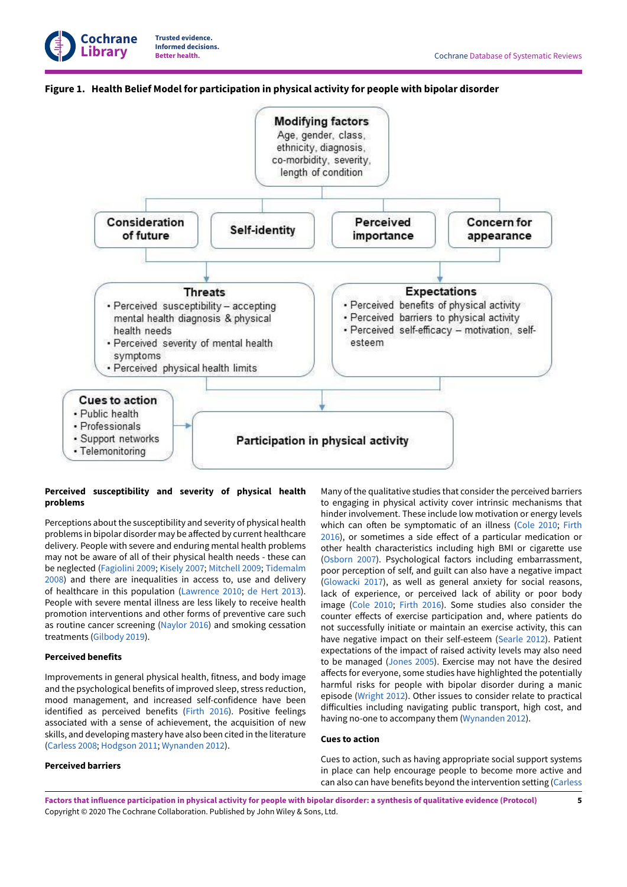**Figure 1. Health Belief Model for participation in physical activity for people with bipolar disorder**

**Modifying factors**
Age, gender, class, ethnicity, diagnosis, co-morbidity, severity, length of condition

**Consideration of future** | **Self-identity** | **Perceived importance** | **Concern for appearance**

**Threats**
- Perceived susceptibility – accepting mental health diagnosis & physical health needs
- Perceived severity of mental health symptoms
- Perceived physical health limits

**Expectations**
- Perceived benefits of physical activity
- Perceived barriers to physical activity
- Perceived self-efficacy – motivation, self-esteem

**Cues to action**
- Public health
- Professionals
- Support networks
- Telemonitoring

**Participation in physical activity**

#### Perceived susceptibility and severity of physical health problems

Perceptions about the susceptibility and severity of physical health problems in bipolar disorder may be affected by current healthcare delivery. People with severe and enduring mental health problems may not be aware of all of their physical health needs - these can be neglected (Fagiolini 2009; Kisely 2007; Mitchell 2009; Tidemalm 2008) and there are inequalities in access to, use and delivery of healthcare in this population (Lawrence 2010; de Hert 2013). People with severe mental illness are less likely to receive health promotion interventions and other forms of preventive care such as routine cancer screening (Naylor 2016) and smoking cessation treatments (Gilbody 2019).

#### Perceived benefits

Improvements in general physical health, fitness, and body image and the psychological benefits of improved sleep, stress reduction, mood management, and increased self-confidence have been identified as perceived benefits (Firth 2016). Positive feelings associated with a sense of achievement, the acquisition of new skills, and developing mastery have also been cited in the literature (Carless 2008; Hodgson 2011; Wynanden 2012).

#### Perceived barriers

Many of the qualitative studies that consider the perceived barriers to engaging in physical activity cover intrinsic mechanisms that hinder involvement. These include low motivation or energy levels which can often be symptomatic of an illness (Cole 2010; Firth 2016), or sometimes a side effect of a particular medication or other health characteristics including high BMI or cigarette use (Osborn 2007). Psychological factors including embarrassment, poor perception of self, and guilt can also have a negative impact (Glowacki 2017), as well as general anxiety for social reasons, lack of experience, or perceived lack of ability or poor body image (Cole 2010; Firth 2016). Some studies also consider the counter effects of exercise participation and, where patients do not successfully initiate or maintain an exercise activity, this can have negative impact on their self-esteem (Searle 2012). Patient expectations of the impact of raised activity levels may also need to be managed (Jones 2005). Exercise may not have the desired affects for everyone, some studies have highlighted the potentially harmful risks for people with bipolar disorder during a manic episode (Wright 2012). Other issues to consider relate to practical difficulties including navigating public transport, high cost, and having no-one to accompany them (Wynanden 2012).

#### Cues to action

Cues to action, such as having appropriate social support systems in place can help encourage people to become more active and can also can have benefits beyond the intervention setting (Carless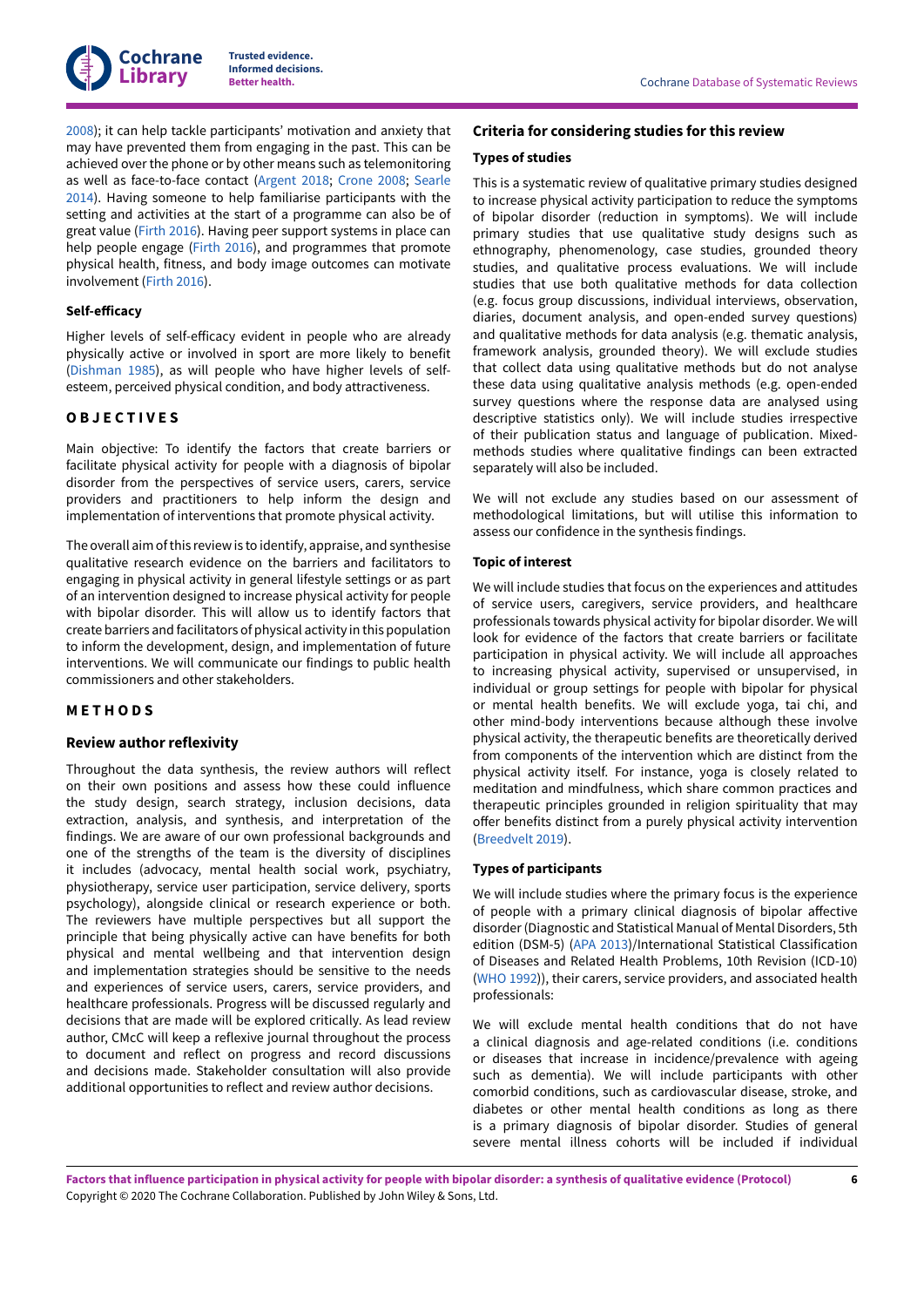2008); it can help tackle participants' motivation and anxiety that may have prevented them from engaging in the past. This can be achieved over the phone or by other means such as telemonitoring as well as face-to-face contact (Argent 2018; Crone 2008; Searle 2014). Having someone to help familiarise participants with the setting and activities at the start of a programme can also be of great value (Firth 2016). Having peer support systems in place can help people engage (Firth 2016), and programmes that promote physical health, fitness, and body image outcomes can motivate involvement (Firth 2016).

#### Self-efficacy

Higher levels of self-efficacy evident in people who are already physically active or involved in sport are more likely to benefit (Dishman 1985), as will people who have higher levels of self-esteem, perceived physical condition, and body attractiveness.

## OBJECTIVES

Main objective: To identify the factors that create barriers or facilitate physical activity for people with a diagnosis of bipolar disorder from the perspectives of service users, carers, service providers and practitioners to help inform the design and implementation of interventions that promote physical activity.

The overall aim of this review is to identify, appraise, and synthesise qualitative research evidence on the barriers and facilitators to engaging in physical activity in general lifestyle settings or as part of an intervention designed to increase physical activity for people with bipolar disorder. This will allow us to identify factors that create barriers and facilitators of physical activity in this population to inform the development, design, and implementation of future interventions. We will communicate our findings to public health commissioners and other stakeholders.

## METHODS

### Review author reflexivity

Throughout the data synthesis, the review authors will reflect on their own positions and assess how these could influence the study design, search strategy, inclusion decisions, data extraction, analysis, and synthesis, and interpretation of the findings. We are aware of our own professional backgrounds and one of the strengths of the team is the diversity of disciplines it includes (advocacy, mental health social work, psychiatry, physiotherapy, service user participation, service delivery, sports psychology), alongside clinical or research experience or both. The reviewers have multiple perspectives but all support the principle that being physically active can have benefits for both physical and mental wellbeing and that intervention design and implementation strategies should be sensitive to the needs and experiences of service users, carers, service providers, and healthcare professionals. Progress will be discussed regularly and decisions that are made will be explored critically. As lead review author, CMcC will keep a reflexive journal throughout the process to document and reflect on progress and record discussions and decisions made. Stakeholder consultation will also provide additional opportunities to reflect and review author decisions.

### Criteria for considering studies for this review

#### Types of studies

This is a systematic review of qualitative primary studies designed to increase physical activity participation to reduce the symptoms of bipolar disorder (reduction in symptoms). We will include primary studies that use qualitative study designs such as ethnography, phenomenology, case studies, grounded theory studies, and qualitative process evaluations. We will include studies that use both qualitative methods for data collection (e.g. focus group discussions, individual interviews, observation, diaries, document analysis, and open-ended survey questions) and qualitative methods for data analysis (e.g. thematic analysis, framework analysis, grounded theory). We will exclude studies that collect data using qualitative methods but do not analyse these data using qualitative analysis methods (e.g. open-ended survey questions where the response data are analysed using descriptive statistics only). We will include studies irrespective of their publication status and language of publication. Mixed-methods studies where qualitative findings can been extracted separately will also be included.

We will not exclude any studies based on our assessment of methodological limitations, but will utilise this information to assess our confidence in the synthesis findings.

#### Topic of interest

We will include studies that focus on the experiences and attitudes of service users, caregivers, service providers, and healthcare professionals towards physical activity for bipolar disorder. We will look for evidence of the factors that create barriers or facilitate participation in physical activity. We will include all approaches to increasing physical activity, supervised or unsupervised, in individual or group settings for people with bipolar for physical or mental health benefits. We will exclude yoga, tai chi, and other mind-body interventions because although these involve physical activity, the therapeutic benefits are theoretically derived from components of the intervention which are distinct from the physical activity itself. For instance, yoga is closely related to meditation and mindfulness, which share common practices and therapeutic principles grounded in religion spirituality that may offer benefits distinct from a purely physical activity intervention (Breedvelt 2019).

#### Types of participants

We will include studies where the primary focus is the experience of people with a primary clinical diagnosis of bipolar affective disorder (Diagnostic and Statistical Manual of Mental Disorders, 5th edition (DSM-5) (APA 2013)/International Statistical Classification of Diseases and Related Health Problems, 10th Revision (ICD-10) (WHO 1992)), their carers, service providers, and associated health professionals:

We will exclude mental health conditions that do not have a clinical diagnosis and age-related conditions (i.e. conditions or diseases that increase in incidence/prevalence with ageing such as dementia). We will include participants with other comorbid conditions, such as cardiovascular disease, stroke, and diabetes or other mental health conditions as long as there is a primary diagnosis of bipolar disorder. Studies of general severe mental illness cohorts will be included if individual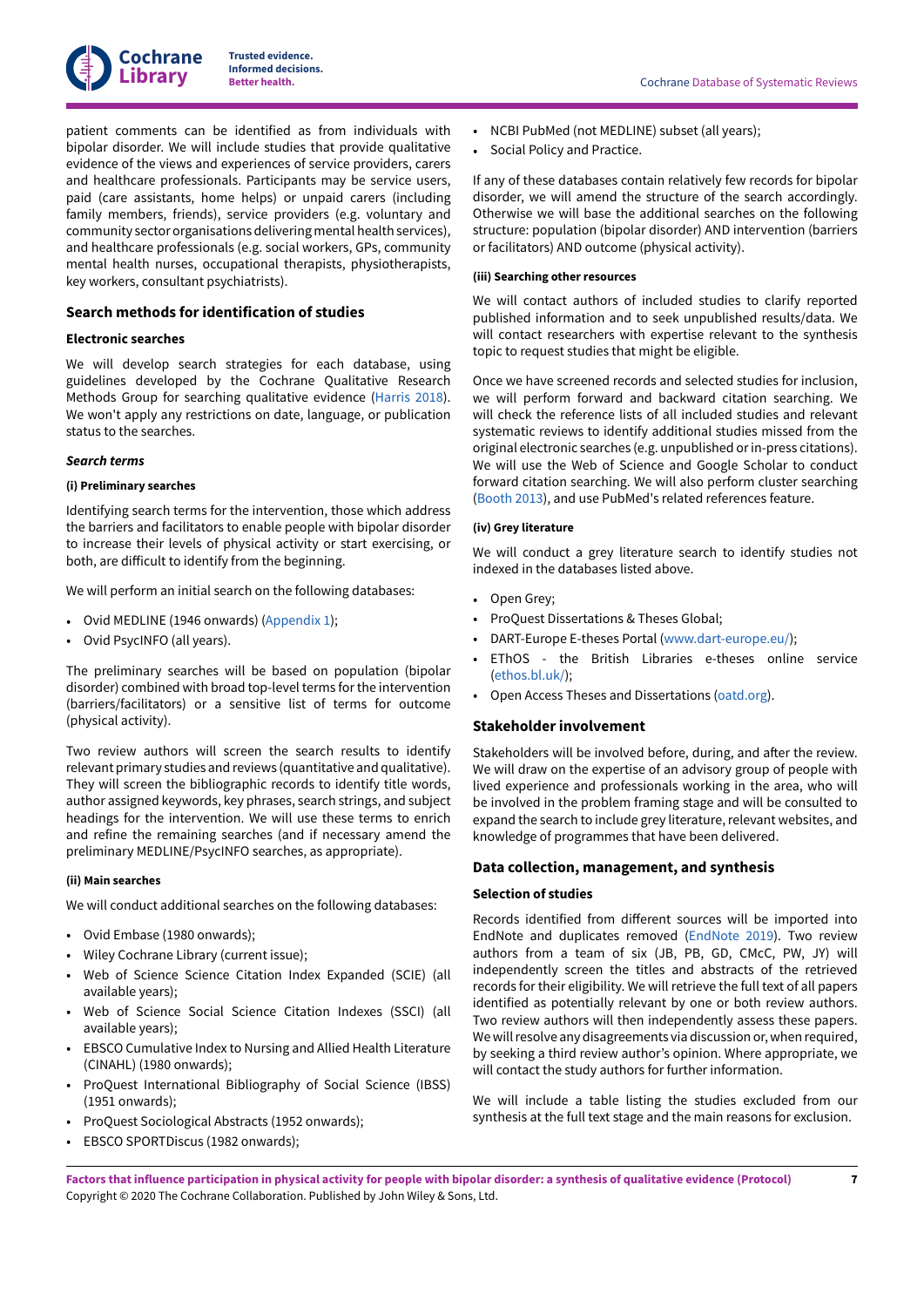patient comments can be identified as from individuals with bipolar disorder. We will include studies that provide qualitative evidence of the views and experiences of service providers, carers and healthcare professionals. Participants may be service users, paid (care assistants, home helps) or unpaid carers (including family members, friends), service providers (e.g. voluntary and community sector organisations delivering mental health services), and healthcare professionals (e.g. social workers, GPs, community mental health nurses, occupational therapists, physiotherapists, key workers, consultant psychiatrists).

### Search methods for identification of studies

#### Electronic searches

We will develop search strategies for each database, using guidelines developed by the Cochrane Qualitative Research Methods Group for searching qualitative evidence (Harris 2018). We won't apply any restrictions on date, language, or publication status to the searches.

##### *Search terms*

###### (i) Preliminary searches

Identifying search terms for the intervention, those which address the barriers and facilitators to enable people with bipolar disorder to increase their levels of physical activity or start exercising, or both, are difficult to identify from the beginning.

We will perform an initial search on the following databases:

- Ovid MEDLINE (1946 onwards) (Appendix 1);
- Ovid PsycINFO (all years).

The preliminary searches will be based on population (bipolar disorder) combined with broad top-level terms for the intervention (barriers/facilitators) or a sensitive list of terms for outcome (physical activity).

Two review authors will screen the search results to identify relevant primary studies and reviews (quantitative and qualitative). They will screen the bibliographic records to identify title words, author assigned keywords, key phrases, search strings, and subject headings for the intervention. We will use these terms to enrich and refine the remaining searches (and if necessary amend the preliminary MEDLINE/PsycINFO searches, as appropriate).

###### (ii) Main searches

We will conduct additional searches on the following databases:

- Ovid Embase (1980 onwards);
- Wiley Cochrane Library (current issue);
- Web of Science Science Citation Index Expanded (SCIE) (all available years);
- Web of Science Social Science Citation Indexes (SSCI) (all available years);
- EBSCO Cumulative Index to Nursing and Allied Health Literature (CINAHL) (1980 onwards);
- ProQuest International Bibliography of Social Science (IBSS) (1951 onwards);
- ProQuest Sociological Abstracts (1952 onwards);
- EBSCO SPORTDiscus (1982 onwards);
- NCBI PubMed (not MEDLINE) subset (all years);
- Social Policy and Practice.

If any of these databases contain relatively few records for bipolar disorder, we will amend the structure of the search accordingly. Otherwise we will base the additional searches on the following structure: population (bipolar disorder) AND intervention (barriers or facilitators) AND outcome (physical activity).

###### (iii) Searching other resources

We will contact authors of included studies to clarify reported published information and to seek unpublished results/data. We will contact researchers with expertise relevant to the synthesis topic to request studies that might be eligible.

Once we have screened records and selected studies for inclusion, we will perform forward and backward citation searching. We will check the reference lists of all included studies and relevant systematic reviews to identify additional studies missed from the original electronic searches (e.g. unpublished or in-press citations). We will use the Web of Science and Google Scholar to conduct forward citation searching. We will also perform cluster searching (Booth 2013), and use PubMed's related references feature.

###### (iv) Grey literature

We will conduct a grey literature search to identify studies not indexed in the databases listed above.

- Open Grey;
- ProQuest Dissertations & Theses Global;
- DART-Europe E-theses Portal (www.dart-europe.eu/);
- EThOS - the British Libraries e-theses online service (ethos.bl.uk/);
- Open Access Theses and Dissertations (oatd.org).

### Stakeholder involvement

Stakeholders will be involved before, during, and after the review. We will draw on the expertise of an advisory group of people with lived experience and professionals working in the area, who will be involved in the problem framing stage and will be consulted to expand the search to include grey literature, relevant websites, and knowledge of programmes that have been delivered.

### Data collection, management, and synthesis

#### Selection of studies

Records identified from different sources will be imported into EndNote and duplicates removed (EndNote 2019). Two review authors from a team of six (JB, PB, GD, CMcC, PW, JY) will independently screen the titles and abstracts of the retrieved records for their eligibility. We will retrieve the full text of all papers identified as potentially relevant by one or both review authors. Two review authors will then independently assess these papers. We will resolve any disagreements via discussion or, when required, by seeking a third review author's opinion. Where appropriate, we will contact the study authors for further information.

We will include a table listing the studies excluded from our synthesis at the full text stage and the main reasons for exclusion.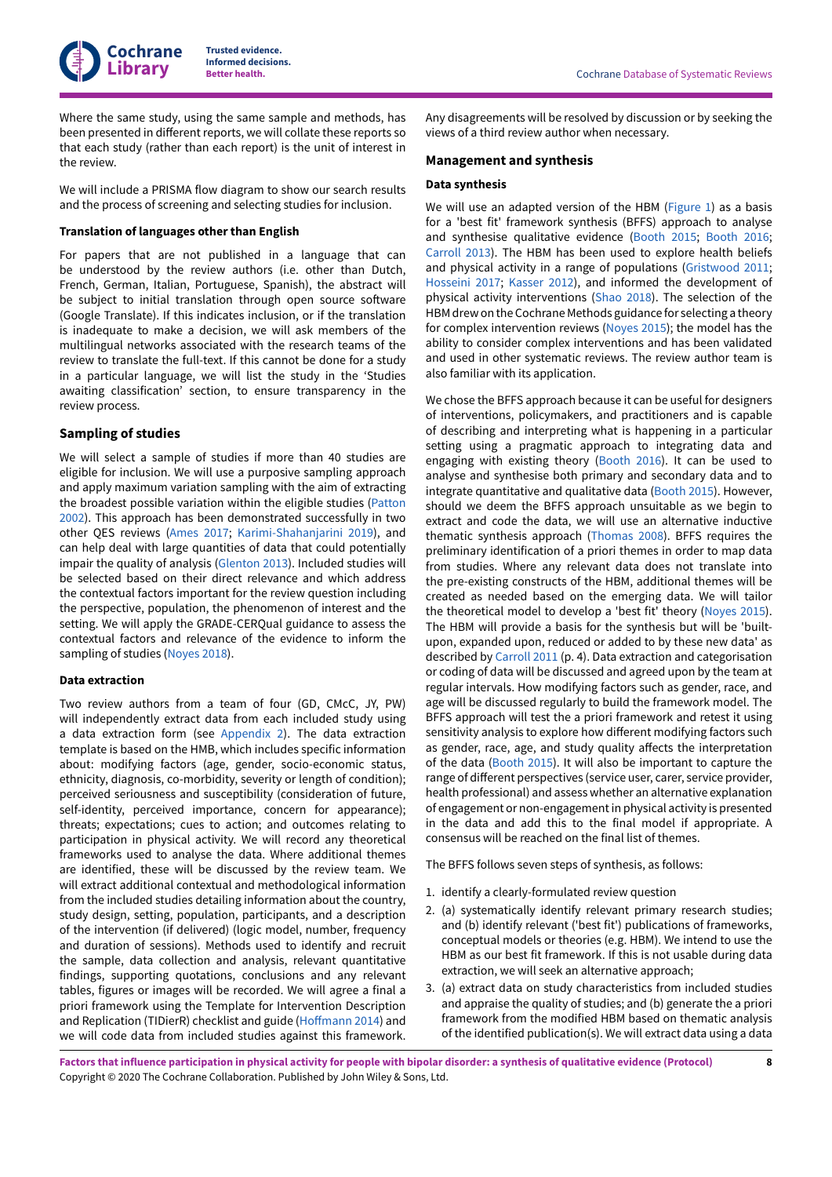Where the same study, using the same sample and methods, has been presented in different reports, we will collate these reports so that each study (rather than each report) is the unit of interest in the review.

We will include a PRISMA flow diagram to show our search results and the process of screening and selecting studies for inclusion.

#### Translation of languages other than English

For papers that are not published in a language that can be understood by the review authors (i.e. other than Dutch, French, German, Italian, Portuguese, Spanish), the abstract will be subject to initial translation through open source software (Google Translate). If this indicates inclusion, or if the translation is inadequate to make a decision, we will ask members of the multilingual networks associated with the research teams of the review to translate the full-text. If this cannot be done for a study in a particular language, we will list the study in the 'Studies awaiting classification' section, to ensure transparency in the review process.

### Sampling of studies

We will select a sample of studies if more than 40 studies are eligible for inclusion. We will use a purposive sampling approach and apply maximum variation sampling with the aim of extracting the broadest possible variation within the eligible studies (Patton 2002). This approach has been demonstrated successfully in two other QES reviews (Ames 2017; Karimi-Shahanjarini 2019), and can help deal with large quantities of data that could potentially impair the quality of analysis (Glenton 2013). Included studies will be selected based on their direct relevance and which address the contextual factors important for the review question including the perspective, population, the phenomenon of interest and the setting. We will apply the GRADE-CERQual guidance to assess the contextual factors and relevance of the evidence to inform the sampling of studies (Noyes 2018).

#### Data extraction

Two review authors from a team of four (GD, CMcC, JY, PW) will independently extract data from each included study using a data extraction form (see Appendix 2). The data extraction template is based on the HMB, which includes specific information about: modifying factors (age, gender, socio-economic status, ethnicity, diagnosis, co-morbidity, severity or length of condition); perceived seriousness and susceptibility (consideration of future, self-identity, perceived importance, concern for appearance); threats; expectations; cues to action; and outcomes relating to participation in physical activity. We will record any theoretical frameworks used to analyse the data. Where additional themes are identified, these will be discussed by the review team. We will extract additional contextual and methodological information from the included studies detailing information about the country, study design, setting, population, participants, and a description of the intervention (if delivered) (logic model, number, frequency and duration of sessions). Methods used to identify and recruit the sample, data collection and analysis, relevant quantitative findings, supporting quotations, conclusions and any relevant tables, figures or images will be recorded. We will agree a final a priori framework using the Template for Intervention Description and Replication (TIDierR) checklist and guide (Hoffmann 2014) and we will code data from included studies against this framework. Any disagreements will be resolved by discussion or by seeking the views of a third review author when necessary.

### Management and synthesis

#### Data synthesis

We will use an adapted version of the HBM (Figure 1) as a basis for a 'best fit' framework synthesis (BFFS) approach to analyse and synthesise qualitative evidence (Booth 2015; Booth 2016; Carroll 2013). The HBM has been used to explore health beliefs and physical activity in a range of populations (Gristwood 2011; Hosseini 2017; Kasser 2012), and informed the development of physical activity interventions (Shao 2018). The selection of the HBM drew on the Cochrane Methods guidance for selecting a theory for complex intervention reviews (Noyes 2015); the model has the ability to consider complex interventions and has been validated and used in other systematic reviews. The review author team is also familiar with its application.

We chose the BFFS approach because it can be useful for designers of interventions, policymakers, and practitioners and is capable of describing and interpreting what is happening in a particular setting using a pragmatic approach to integrating data and engaging with existing theory (Booth 2016). It can be used to analyse and synthesise both primary and secondary data and to integrate quantitative and qualitative data (Booth 2015). However, should we deem the BFFS approach unsuitable as we begin to extract and code the data, we will use an alternative inductive thematic synthesis approach (Thomas 2008). BFFS requires the preliminary identification of a priori themes in order to map data from studies. Where any relevant data does not translate into the pre-existing constructs of the HBM, additional themes will be created as needed based on the emerging data. We will tailor the theoretical model to develop a 'best fit' theory (Noyes 2015). The HBM will provide a basis for the synthesis but will be 'built-upon, expanded upon, reduced or added to by these new data' as described by Carroll 2011 (p. 4). Data extraction and categorisation or coding of data will be discussed and agreed upon by the team at regular intervals. How modifying factors such as gender, race, and age will be discussed regularly to build the framework model. The BFFS approach will test the a priori framework and retest it using sensitivity analysis to explore how different modifying factors such as gender, race, age, and study quality affects the interpretation of the data (Booth 2015). It will also be important to capture the range of different perspectives (service user, carer, service provider, health professional) and assess whether an alternative explanation of engagement or non-engagement in physical activity is presented in the data and add this to the final model if appropriate. A consensus will be reached on the final list of themes.

The BFFS follows seven steps of synthesis, as follows:

1. identify a clearly-formulated review question
2. (a) systematically identify relevant primary research studies; and (b) identify relevant ('best fit') publications of frameworks, conceptual models or theories (e.g. HBM). We intend to use the HBM as our best fit framework. If this is not usable during data extraction, we will seek an alternative approach;
3. (a) extract data on study characteristics from included studies and appraise the quality of studies; and (b) generate the a priori framework from the modified HBM based on thematic analysis of the identified publication(s). We will extract data using a data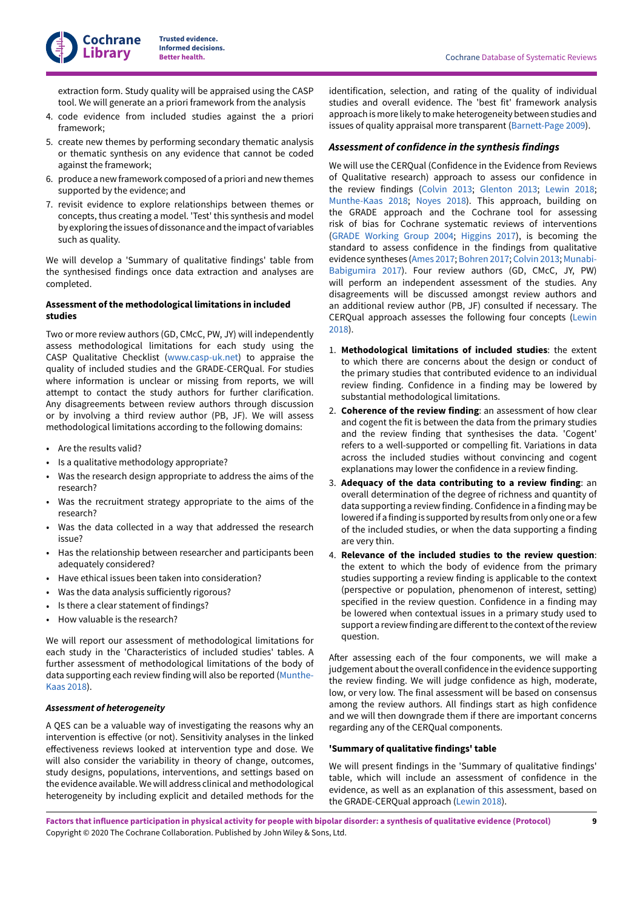extraction form. Study quality will be appraised using the CASP tool. We will generate an a priori framework from the analysis

4. code evidence from included studies against the a priori framework;
5. create new themes by performing secondary thematic analysis or thematic synthesis on any evidence that cannot be coded against the framework;
6. produce a new framework composed of a priori and new themes supported by the evidence; and
7. revisit evidence to explore relationships between themes or concepts, thus creating a model. 'Test' this synthesis and model by exploring the issues of dissonance and the impact of variables such as quality.

We will develop a 'Summary of qualitative findings' table from the synthesised findings once data extraction and analyses are completed.

#### Assessment of the methodological limitations in included studies

Two or more review authors (GD, CMcC, PW, JY) will independently assess methodological limitations for each study using the CASP Qualitative Checklist (www.casp-uk.net) to appraise the quality of included studies and the GRADE-CERQual. For studies where information is unclear or missing from reports, we will attempt to contact the study authors for further clarification. Any disagreements between review authors through discussion or by involving a third review author (PB, JF). We will assess methodological limitations according to the following domains:

- Are the results valid?
- Is a qualitative methodology appropriate?
- Was the research design appropriate to address the aims of the research?
- Was the recruitment strategy appropriate to the aims of the research?
- Was the data collected in a way that addressed the research issue?
- Has the relationship between researcher and participants been adequately considered?
- Have ethical issues been taken into consideration?
- Was the data analysis sufficiently rigorous?
- Is there a clear statement of findings?
- How valuable is the research?

We will report our assessment of methodological limitations for each study in the 'Characteristics of included studies' tables. A further assessment of methodological limitations of the body of data supporting each review finding will also be reported (Munthe-Kaas 2018).

#### *Assessment of heterogeneity*

A QES can be a valuable way of investigating the reasons why an intervention is effective (or not). Sensitivity analyses in the linked effectiveness reviews looked at intervention type and dose. We will also consider the variability in theory of change, outcomes, study designs, populations, interventions, and settings based on the evidence available. We will address clinical and methodological heterogeneity by including explicit and detailed methods for the identification, selection, and rating of the quality of individual studies and overall evidence. The 'best fit' framework analysis approach is more likely to make heterogeneity between studies and issues of quality appraisal more transparent (Barnett-Page 2009).

### *Assessment of confidence in the synthesis findings*

We will use the CERQual (Confidence in the Evidence from Reviews of Qualitative research) approach to assess our confidence in the review findings (Colvin 2013; Glenton 2013; Lewin 2018; Munthe-Kaas 2018; Noyes 2018). This approach, building on the GRADE approach and the Cochrane tool for assessing risk of bias for Cochrane systematic reviews of interventions (GRADE Working Group 2004; Higgins 2017), is becoming the standard to assess confidence in the findings from qualitative evidence syntheses (Ames 2017; Bohren 2017; Colvin 2013; Munabi-Babigumira 2017). Four review authors (GD, CMcC, JY, PW) will perform an independent assessment of the studies. Any disagreements will be discussed amongst review authors and an additional review author (PB, JF) consulted if necessary. The CERQual approach assesses the following four concepts (Lewin 2018).

1. **Methodological limitations of included studies**: the extent to which there are concerns about the design or conduct of the primary studies that contributed evidence to an individual review finding. Confidence in a finding may be lowered by substantial methodological limitations.
2. **Coherence of the review finding**: an assessment of how clear and cogent the fit is between the data from the primary studies and the review finding that synthesises the data. 'Cogent' refers to a well-supported or compelling fit. Variations in data across the included studies without convincing and cogent explanations may lower the confidence in a review finding.
3. **Adequacy of the data contributing to a review finding**: an overall determination of the degree of richness and quantity of data supporting a review finding. Confidence in a finding may be lowered if a finding is supported by results from only one or a few of the included studies, or when the data supporting a finding are very thin.
4. **Relevance of the included studies to the review question**: the extent to which the body of evidence from the primary studies supporting a review finding is applicable to the context (perspective or population, phenomenon of interest, setting) specified in the review question. Confidence in a finding may be lowered when contextual issues in a primary study used to support a review finding are different to the context of the review question.

After assessing each of the four components, we will make a judgement about the overall confidence in the evidence supporting the review finding. We will judge confidence as high, moderate, low, or very low. The final assessment will be based on consensus among the review authors. All findings start as high confidence and we will then downgrade them if there are important concerns regarding any of the CERQual components.

#### 'Summary of qualitative findings' table

We will present findings in the 'Summary of qualitative findings' table, which will include an assessment of confidence in the evidence, as well as an explanation of this assessment, based on the GRADE-CERQual approach (Lewin 2018).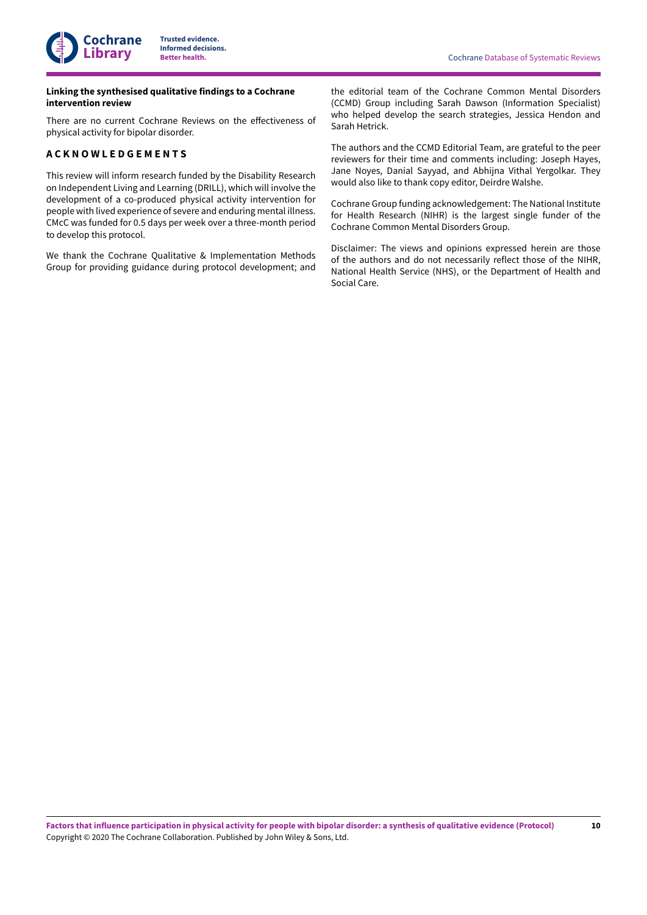#### Linking the synthesised qualitative findings to a Cochrane intervention review

There are no current Cochrane Reviews on the effectiveness of physical activity for bipolar disorder.

## ACKNOWLEDGEMENTS

This review will inform research funded by the Disability Research on Independent Living and Learning (DRILL), which will involve the development of a co-produced physical activity intervention for people with lived experience of severe and enduring mental illness. CMcC was funded for 0.5 days per week over a three-month period to develop this protocol.

We thank the Cochrane Qualitative & Implementation Methods Group for providing guidance during protocol development; and the editorial team of the Cochrane Common Mental Disorders (CCMD) Group including Sarah Dawson (Information Specialist) who helped develop the search strategies, Jessica Hendon and Sarah Hetrick.

The authors and the CCMD Editorial Team, are grateful to the peer reviewers for their time and comments including: Joseph Hayes, Jane Noyes, Danial Sayyad, and Abhijna Vithal Yergolkar. They would also like to thank copy editor, Deirdre Walshe.

Cochrane Group funding acknowledgement: The National Institute for Health Research (NIHR) is the largest single funder of the Cochrane Common Mental Disorders Group.

Disclaimer: The views and opinions expressed herein are those of the authors and do not necessarily reflect those of the NIHR, National Health Service (NHS), or the Department of Health and Social Care.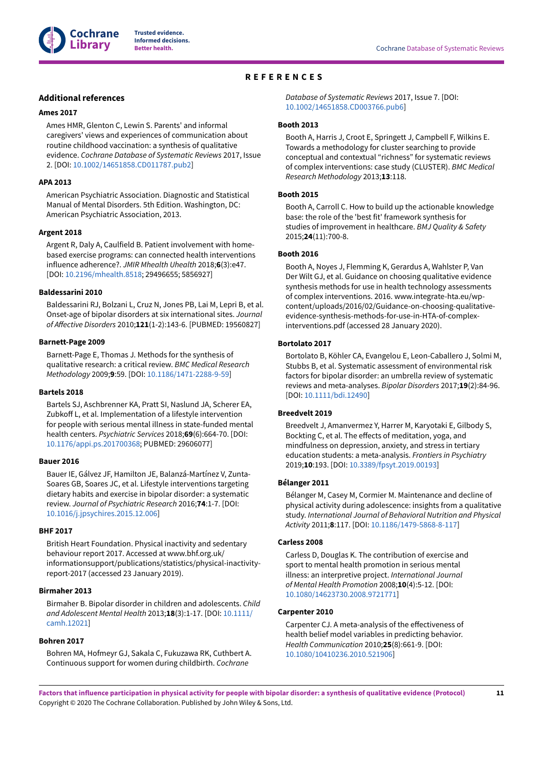# REFERENCES

## Additional references

### Ames 2017

Ames HMR, Glenton C, Lewin S. Parents' and informal caregivers' views and experiences of communication about routine childhood vaccination: a synthesis of qualitative evidence. *Cochrane Database of Systematic Reviews* 2017, Issue 2. [DOI: 10.1002/14651858.CD011787.pub2]

### APA 2013

American Psychiatric Association. Diagnostic and Statistical Manual of Mental Disorders. 5th Edition. Washington, DC: American Psychiatric Association, 2013.

### Argent 2018

Argent R, Daly A, Caulfield B. Patient involvement with home-based exercise programs: can connected health interventions influence adherence?. *JMIR Mhealth Uhealth* 2018;**6**(3):e47. [DOI: 10.2196/mhealth.8518; 29496655; 5856927]

### Baldessarini 2010

Baldessarini RJ, Bolzani L, Cruz N, Jones PB, Lai M, Lepri B, et al. Onset-age of bipolar disorders at six international sites. *Journal of Affective Disorders* 2010;**121**(1-2):143-6. [PUBMED: 19560827]

### Barnett-Page 2009

Barnett-Page E, Thomas J. Methods for the synthesis of qualitative research: a critical review. *BMC Medical Research Methodology* 2009;**9**:59. [DOI: 10.1186/1471-2288-9-59]

### Bartels 2018

Bartels SJ, Aschbrenner KA, Pratt SI, Naslund JA, Scherer EA, Zubkoff L, et al. Implementation of a lifestyle intervention for people with serious mental illness in state-funded mental health centers. *Psychiatric Services* 2018;**69**(6):664-70. [DOI: 10.1176/appi.ps.201700368; PUBMED: 29606077]

### Bauer 2016

Bauer IE, Gálvez JF, Hamilton JE, Balanzá-Martínez V, Zunta-Soares GB, Soares JC, et al. Lifestyle interventions targeting dietary habits and exercise in bipolar disorder: a systematic review. *Journal of Psychiatric Research* 2016;**74**:1-7. [DOI: 10.1016/j.jpsychires.2015.12.006]

### BHF 2017

British Heart Foundation. Physical inactivity and sedentary behaviour report 2017. Accessed at www.bhf.org.uk/informationsupport/publications/statistics/physical-inactivity-report-2017 (accessed 23 January 2019).

### Birmaher 2013

Birmaher B. Bipolar disorder in children and adolescents. *Child and Adolescent Mental Health* 2013;**18**(3):1-17. [DOI: 10.1111/camh.12021]

### Bohren 2017

Bohren MA, Hofmeyr GJ, Sakala C, Fukuzawa RK, Cuthbert A. Continuous support for women during childbirth. *Cochrane Database of Systematic Reviews* 2017, Issue 7. [DOI: 10.1002/14651858.CD003766.pub6]

### Booth 2013

Booth A, Harris J, Croot E, Springett J, Campbell F, Wilkins E. Towards a methodology for cluster searching to provide conceptual and contextual "richness" for systematic reviews of complex interventions: case study (CLUSTER). *BMC Medical Research Methodology* 2013;**13**:118.

### Booth 2015

Booth A, Carroll C. How to build up the actionable knowledge base: the role of the 'best fit' framework synthesis for studies of improvement in healthcare. *BMJ Quality & Safety* 2015;**24**(11):700-8.

### Booth 2016

Booth A, Noyes J, Flemming K, Gerardus A, Wahlster P, Van Der Wilt GJ, et al. Guidance on choosing qualitative evidence synthesis methods for use in health technology assessments of complex interventions. 2016. www.integrate-hta.eu/wp-content/uploads/2016/02/Guidance-on-choosing-qualitative-evidence-synthesis-methods-for-use-in-HTA-of-complex-interventions.pdf (accessed 28 January 2020).

### Bortolato 2017

Bortolato B, Köhler CA, Evangelou E, Leon-Caballero J, Solmi M, Stubbs B, et al. Systematic assessment of environmental risk factors for bipolar disorder: an umbrella review of systematic reviews and meta-analyses. *Bipolar Disorders* 2017;**19**(2):84-96. [DOI: 10.1111/bdi.12490]

### Breedvelt 2019

Breedvelt J, Amanvermez Y, Harrer M, Karyotaki E, Gilbody S, Bockting C, et al. The effects of meditation, yoga, and mindfulness on depression, anxiety, and stress in tertiary education students: a meta-analysis. *Frontiers in Psychiatry* 2019;**10**:193. [DOI: 10.3389/fpsyt.2019.00193]

### Bélanger 2011

Bélanger M, Casey M, Cormier M. Maintenance and decline of physical activity during adolescence: insights from a qualitative study. *International Journal of Behavioral Nutrition and Physical Activity* 2011;**8**:117. [DOI: 10.1186/1479-5868-8-117]

### Carless 2008

Carless D, Douglas K. The contribution of exercise and sport to mental health promotion in serious mental illness: an interpretive project. *International Journal of Mental Health Promotion* 2008;**10**(4):5-12. [DOI: 10.1080/14623730.2008.9721771]

### Carpenter 2010

Carpenter CJ. A meta-analysis of the effectiveness of health belief model variables in predicting behavior. *Health Communication* 2010;**25**(8):661-9. [DOI: 10.1080/10410236.2010.521906]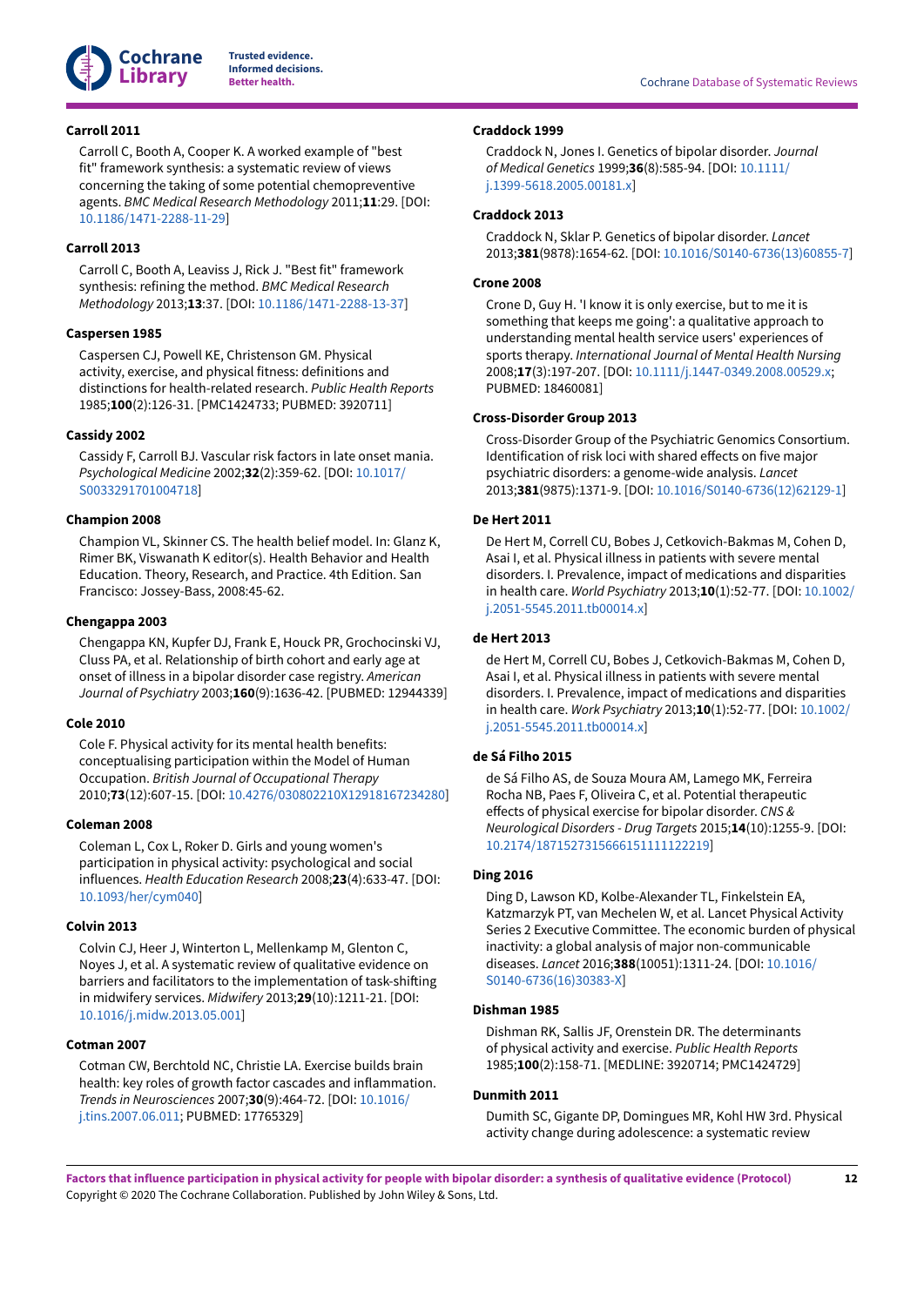**Carroll 2011**

Carroll C, Booth A, Cooper K. A worked example of "best fit" framework synthesis: a systematic review of views concerning the taking of some potential chemopreventive agents. *BMC Medical Research Methodology* 2011;**11**:29. [DOI: 10.1186/1471-2288-11-29]

**Carroll 2013**

Carroll C, Booth A, Leaviss J, Rick J. "Best fit" framework synthesis: refining the method. *BMC Medical Research Methodology* 2013;**13**:37. [DOI: 10.1186/1471-2288-13-37]

**Caspersen 1985**

Caspersen CJ, Powell KE, Christenson GM. Physical activity, exercise, and physical fitness: definitions and distinctions for health-related research. *Public Health Reports* 1985;**100**(2):126-31. [PMC1424733; PUBMED: 3920711]

**Cassidy 2002**

Cassidy F, Carroll BJ. Vascular risk factors in late onset mania. *Psychological Medicine* 2002;**32**(2):359-62. [DOI: 10.1017/S0033291701004718]

**Champion 2008**

Champion VL, Skinner CS. The health belief model. In: Glanz K, Rimer BK, Viswanath K editor(s). Health Behavior and Health Education. Theory, Research, and Practice. 4th Edition. San Francisco: Jossey-Bass, 2008:45-62.

**Chengappa 2003**

Chengappa KN, Kupfer DJ, Frank E, Houck PR, Grochocinski VJ, Cluss PA, et al. Relationship of birth cohort and early age at onset of illness in a bipolar disorder case registry. *American Journal of Psychiatry* 2003;**160**(9):1636-42. [PUBMED: 12944339]

**Cole 2010**

Cole F. Physical activity for its mental health benefits: conceptualising participation within the Model of Human Occupation. *British Journal of Occupational Therapy* 2010;**73**(12):607-15. [DOI: 10.4276/030802210X12918167234280]

**Coleman 2008**

Coleman L, Cox L, Roker D. Girls and young women's participation in physical activity: psychological and social influences. *Health Education Research* 2008;**23**(4):633-47. [DOI: 10.1093/her/cym040]

**Colvin 2013**

Colvin CJ, Heer J, Winterton L, Mellenkamp M, Glenton C, Noyes J, et al. A systematic review of qualitative evidence on barriers and facilitators to the implementation of task-shifting in midwifery services. *Midwifery* 2013;**29**(10):1211-21. [DOI: 10.1016/j.midw.2013.05.001]

**Cotman 2007**

Cotman CW, Berchtold NC, Christie LA. Exercise builds brain health: key roles of growth factor cascades and inflammation. *Trends in Neurosciences* 2007;**30**(9):464-72. [DOI: 10.1016/j.tins.2007.06.011; PUBMED: 17765329]

**Craddock 1999**

Craddock N, Jones I. Genetics of bipolar disorder. *Journal of Medical Genetics* 1999;**36**(8):585-94. [DOI: 10.1111/j.1399-5618.2005.00181.x]

**Craddock 2013**

Craddock N, Sklar P. Genetics of bipolar disorder. *Lancet* 2013;**381**(9878):1654-62. [DOI: 10.1016/S0140-6736(13)60855-7]

**Crone 2008**

Crone D, Guy H. 'I know it is only exercise, but to me it is something that keeps me going': a qualitative approach to understanding mental health service users' experiences of sports therapy. *International Journal of Mental Health Nursing* 2008;**17**(3):197-207. [DOI: 10.1111/j.1447-0349.2008.00529.x; PUBMED: 18460081]

**Cross-Disorder Group 2013**

Cross-Disorder Group of the Psychiatric Genomics Consortium. Identification of risk loci with shared effects on five major psychiatric disorders: a genome-wide analysis. *Lancet* 2013;**381**(9875):1371-9. [DOI: 10.1016/S0140-6736(12)62129-1]

**De Hert 2011**

De Hert M, Correll CU, Bobes J, Cetkovich-Bakmas M, Cohen D, Asai I, et al. Physical illness in patients with severe mental disorders. I. Prevalence, impact of medications and disparities in health care. *World Psychiatry* 2013;**10**(1):52-77. [DOI: 10.1002/j.2051-5545.2011.tb00014.x]

**de Hert 2013**

de Hert M, Correll CU, Bobes J, Cetkovich-Bakmas M, Cohen D, Asai I, et al. Physical illness in patients with severe mental disorders. I. Prevalence, impact of medications and disparities in health care. *Work Psychiatry* 2013;**10**(1):52-77. [DOI: 10.1002/j.2051-5545.2011.tb00014.x]

**de Sá Filho 2015**

de Sá Filho AS, de Souza Moura AM, Lamego MK, Ferreira Rocha NB, Paes F, Oliveira C, et al. Potential therapeutic effects of physical exercise for bipolar disorder. *CNS & Neurological Disorders - Drug Targets* 2015;**14**(10):1255-9. [DOI: 10.2174/1871527315666151111122219]

**Ding 2016**

Ding D, Lawson KD, Kolbe-Alexander TL, Finkelstein EA, Katzmarzyk PT, van Mechelen W, et al. Lancet Physical Activity Series 2 Executive Committee. The economic burden of physical inactivity: a global analysis of major non-communicable diseases. *Lancet* 2016;**388**(10051):1311-24. [DOI: 10.1016/S0140-6736(16)30383-X]

**Dishman 1985**

Dishman RK, Sallis JF, Orenstein DR. The determinants of physical activity and exercise. *Public Health Reports* 1985;**100**(2):158-71. [MEDLINE: 3920714; PMC1424729]

**Dunmith 2011**

Dumith SC, Gigante DP, Domingues MR, Kohl HW 3rd. Physical activity change during adolescence: a systematic review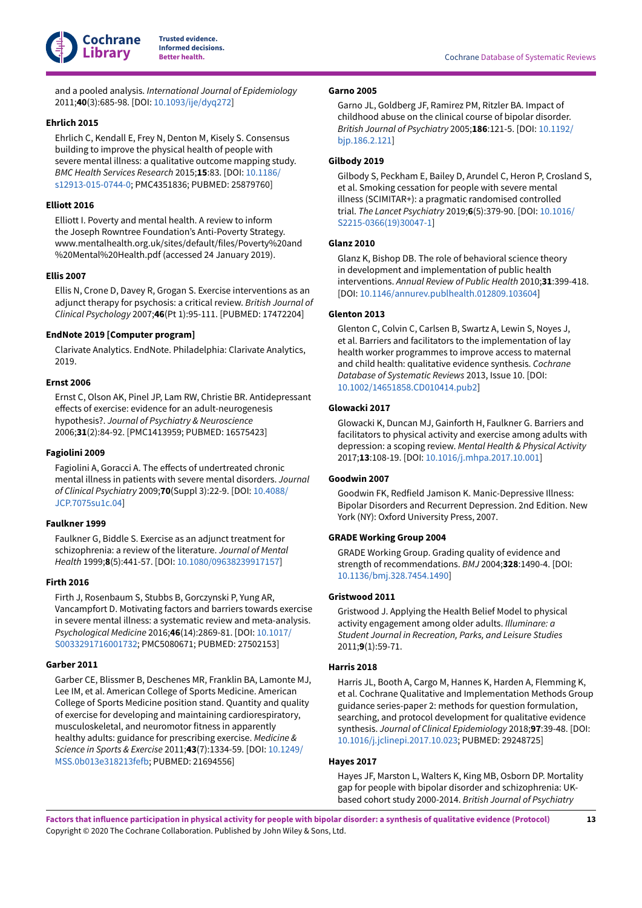and a pooled analysis. *International Journal of Epidemiology* 2011;**40**(3):685-98. [DOI: 10.1093/ije/dyq272]

**Ehrlich 2015**

Ehrlich C, Kendall E, Frey N, Denton M, Kisely S. Consensus building to improve the physical health of people with severe mental illness: a qualitative outcome mapping study. *BMC Health Services Research* 2015;**15**:83. [DOI: 10.1186/s12913-015-0744-0; PMC4351836; PUBMED: 25879760]

**Elliott 2016**

Elliott I. Poverty and mental health. A review to inform the Joseph Rowntree Foundation's Anti-Poverty Strategy. www.mentalhealth.org.uk/sites/default/files/Poverty%20and%20Mental%20Health.pdf (accessed 24 January 2019).

**Ellis 2007**

Ellis N, Crone D, Davey R, Grogan S. Exercise interventions as an adjunct therapy for psychosis: a critical review. *British Journal of Clinical Psychology* 2007;**46**(Pt 1):95-111. [PUBMED: 17472204]

**EndNote 2019 [Computer program]**

Clarivate Analytics. EndNote. Philadelphia: Clarivate Analytics, 2019.

**Ernst 2006**

Ernst C, Olson AK, Pinel JP, Lam RW, Christie BR. Antidepressant effects of exercise: evidence for an adult-neurogenesis hypothesis?. *Journal of Psychiatry & Neuroscience* 2006;**31**(2):84-92. [PMC1413959; PUBMED: 16575423]

**Fagiolini 2009**

Fagiolini A, Goracci A. The effects of undertreated chronic mental illness in patients with severe mental disorders. *Journal of Clinical Psychiatry* 2009;**70**(Suppl 3):22-9. [DOI: 10.4088/JCP.7075su1c.04]

**Faulkner 1999**

Faulkner G, Biddle S. Exercise as an adjunct treatment for schizophrenia: a review of the literature. *Journal of Mental Health* 1999;**8**(5):441-57. [DOI: 10.1080/09638239917157]

**Firth 2016**

Firth J, Rosenbaum S, Stubbs B, Gorczynski P, Yung AR, Vancampfort D. Motivating factors and barriers towards exercise in severe mental illness: a systematic review and meta-analysis. *Psychological Medicine* 2016;**46**(14):2869-81. [DOI: 10.1017/S0033291716001732; PMC5080671; PUBMED: 27502153]

**Garber 2011**

Garber CE, Blissmer B, Deschenes MR, Franklin BA, Lamonte MJ, Lee IM, et al. American College of Sports Medicine. American College of Sports Medicine position stand. Quantity and quality of exercise for developing and maintaining cardiorespiratory, musculoskeletal, and neuromotor fitness in apparently healthy adults: guidance for prescribing exercise. *Medicine & Science in Sports & Exercise* 2011;**43**(7):1334-59. [DOI: 10.1249/MSS.0b013e318213fefb; PUBMED: 21694556]

**Garno 2005**

Garno JL, Goldberg JF, Ramirez PM, Ritzler BA. Impact of childhood abuse on the clinical course of bipolar disorder. *British Journal of Psychiatry* 2005;**186**:121-5. [DOI: 10.1192/bjp.186.2.121]

**Gilbody 2019**

Gilbody S, Peckham E, Bailey D, Arundel C, Heron P, Crosland S, et al. Smoking cessation for people with severe mental illness (SCIMITAR+): a pragmatic randomised controlled trial. *The Lancet Psychiatry* 2019;**6**(5):379-90. [DOI: 10.1016/S2215-0366(19)30047-1]

**Glanz 2010**

Glanz K, Bishop DB. The role of behavioral science theory in development and implementation of public health interventions. *Annual Review of Public Health* 2010;**31**:399-418. [DOI: 10.1146/annurev.publhealth.012809.103604]

**Glenton 2013**

Glenton C, Colvin C, Carlsen B, Swartz A, Lewin S, Noyes J, et al. Barriers and facilitators to the implementation of lay health worker programmes to improve access to maternal and child health: qualitative evidence synthesis. *Cochrane Database of Systematic Reviews* 2013, Issue 10. [DOI: 10.1002/14651858.CD010414.pub2]

**Glowacki 2017**

Glowacki K, Duncan MJ, Gainforth H, Faulkner G. Barriers and facilitators to physical activity and exercise among adults with depression: a scoping review. *Mental Health & Physical Activity* 2017;**13**:108-19. [DOI: 10.1016/j.mhpa.2017.10.001]

**Goodwin 2007**

Goodwin FK, Redfield Jamison K. Manic-Depressive Illness: Bipolar Disorders and Recurrent Depression. 2nd Edition. New York (NY): Oxford University Press, 2007.

**GRADE Working Group 2004**

GRADE Working Group. Grading quality of evidence and strength of recommendations. *BMJ* 2004;**328**:1490-4. [DOI: 10.1136/bmj.328.7454.1490]

**Gristwood 2011**

Gristwood J. Applying the Health Belief Model to physical activity engagement among older adults. *Illuminare: a Student Journal in Recreation, Parks, and Leisure Studies* 2011;**9**(1):59-71.

**Harris 2018**

Harris JL, Booth A, Cargo M, Hannes K, Harden A, Flemming K, et al. Cochrane Qualitative and Implementation Methods Group guidance series-paper 2: methods for question formulation, searching, and protocol development for qualitative evidence synthesis. *Journal of Clinical Epidemiology* 2018;**97**:39-48. [DOI: 10.1016/j.jclinepi.2017.10.023; PUBMED: 29248725]

**Hayes 2017**

Hayes JF, Marston L, Walters K, King MB, Osborn DP. Mortality gap for people with bipolar disorder and schizophrenia: UK-based cohort study 2000-2014. *British Journal of Psychiatry*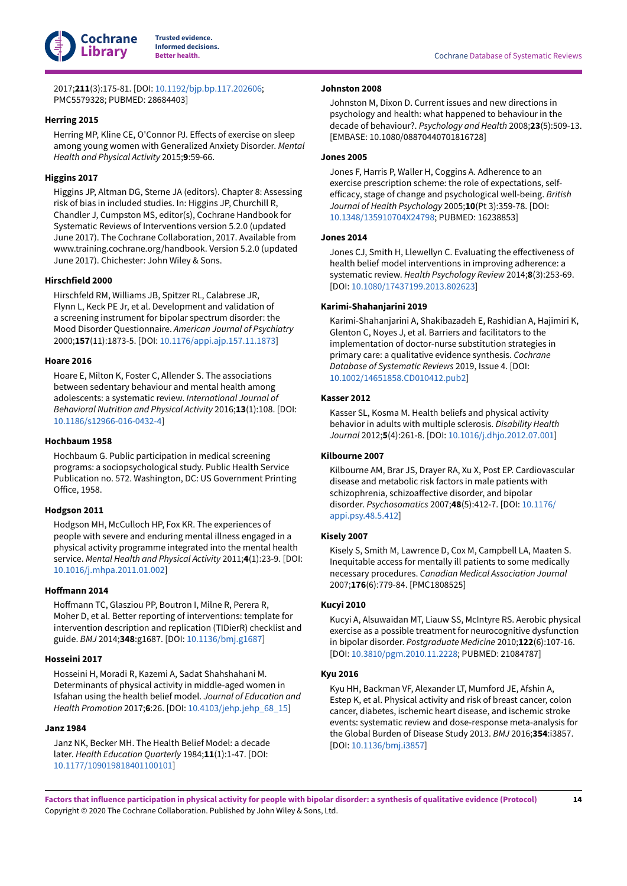2017;**211**(3):175-81. [DOI: 10.1192/bjp.bp.117.202606; PMC5579328; PUBMED: 28684403]

**Herring 2015**

Herring MP, Kline CE, O'Connor PJ. Effects of exercise on sleep among young women with Generalized Anxiety Disorder. *Mental Health and Physical Activity* 2015;**9**:59-66.

**Higgins 2017**

Higgins JP, Altman DG, Sterne JA (editors). Chapter 8: Assessing risk of bias in included studies. In: Higgins JP, Churchill R, Chandler J, Cumpston MS, editor(s), Cochrane Handbook for Systematic Reviews of Interventions version 5.2.0 (updated June 2017). The Cochrane Collaboration, 2017. Available from www.training.cochrane.org/handbook. Version 5.2.0 (updated June 2017). Chichester: John Wiley & Sons.

**Hirschfeld 2000**

Hirschfeld RM, Williams JB, Spitzer RL, Calabrese JR, Flynn L, Keck PE Jr, et al. Development and validation of a screening instrument for bipolar spectrum disorder: the Mood Disorder Questionnaire. *American Journal of Psychiatry* 2000;**157**(11):1873-5. [DOI: 10.1176/appi.ajp.157.11.1873]

**Hoare 2016**

Hoare E, Milton K, Foster C, Allender S. The associations between sedentary behaviour and mental health among adolescents: a systematic review. *International Journal of Behavioral Nutrition and Physical Activity* 2016;**13**(1):108. [DOI: 10.1186/s12966-016-0432-4]

**Hochbaum 1958**

Hochbaum G. Public participation in medical screening programs: a sociopsychological study. Public Health Service Publication no. 572. Washington, DC: US Government Printing Office, 1958.

**Hodgson 2011**

Hodgson MH, McCulloch HP, Fox KR. The experiences of people with severe and enduring mental illness engaged in a physical activity programme integrated into the mental health service. *Mental Health and Physical Activity* 2011;**4**(1):23-9. [DOI: 10.1016/j.mhpa.2011.01.002]

**Hoffmann 2014**

Hoffmann TC, Glasziou PP, Boutron I, Milne R, Perera R, Moher D, et al. Better reporting of interventions: template for intervention description and replication (TIDierR) checklist and guide. *BMJ* 2014;**348**:g1687. [DOI: 10.1136/bmj.g1687]

**Hosseini 2017**

Hosseini H, Moradi R, Kazemi A, Sadat Shahshahani M. Determinants of physical activity in middle-aged women in Isfahan using the health belief model. *Journal of Education and Health Promotion* 2017;**6**:26. [DOI: 10.4103/jehp.jehp_68_15]

**Janz 1984**

Janz NK, Becker MH. The Health Belief Model: a decade later. *Health Education Quarterly* 1984;**11**(1):1-47. [DOI: 10.1177/109019818401100101]

**Johnston 2008**

Johnston M, Dixon D. Current issues and new directions in psychology and health: what happened to behaviour in the decade of behaviour?. *Psychology and Health* 2008;**23**(5):509-13. [EMBASE: 10.1080/08870440701816728]

**Jones 2005**

Jones F, Harris P, Waller H, Coggins A. Adherence to an exercise prescription scheme: the role of expectations, self-efficacy, stage of change and psychological well-being. *British Journal of Health Psychology* 2005;**10**(Pt 3):359-78. [DOI: 10.1348/135910704X24798; PUBMED: 16238853]

**Jones 2014**

Jones CJ, Smith H, Llewellyn C. Evaluating the effectiveness of health belief model interventions in improving adherence: a systematic review. *Health Psychology Review* 2014;**8**(3):253-69. [DOI: 10.1080/17437199.2013.802623]

**Karimi-Shahanjarini 2019**

Karimi-Shahanjarini A, Shakibazadeh E, Rashidian A, Hajimiri K, Glenton C, Noyes J, et al. Barriers and facilitators to the implementation of doctor-nurse substitution strategies in primary care: a qualitative evidence synthesis. *Cochrane Database of Systematic Reviews* 2019, Issue 4. [DOI: 10.1002/14651858.CD010412.pub2]

**Kasser 2012**

Kasser SL, Kosma M. Health beliefs and physical activity behavior in adults with multiple sclerosis. *Disability Health Journal* 2012;**5**(4):261-8. [DOI: 10.1016/j.dhjo.2012.07.001]

**Kilbourne 2007**

Kilbourne AM, Brar JS, Drayer RA, Xu X, Post EP. Cardiovascular disease and metabolic risk factors in male patients with schizophrenia, schizoaffective disorder, and bipolar disorder. *Psychosomatics* 2007;**48**(5):412-7. [DOI: 10.1176/appi.psy.48.5.412]

**Kisely 2007**

Kisely S, Smith M, Lawrence D, Cox M, Campbell LA, Maaten S. Inequitable access for mentally ill patients to some medically necessary procedures. *Canadian Medical Association Journal* 2007;**176**(6):779-84. [PMC1808525]

**Kucyi 2010**

Kucyi A, Alsuwaidan MT, Liauw SS, McIntyre RS. Aerobic physical exercise as a possible treatment for neurocognitive dysfunction in bipolar disorder. *Postgraduate Medicine* 2010;**122**(6):107-16. [DOI: 10.3810/pgm.2010.11.2228; PUBMED: 21084787]

**Kyu 2016**

Kyu HH, Backman VF, Alexander LT, Mumford JE, Afshin A, Estep K, et al. Physical activity and risk of breast cancer, colon cancer, diabetes, ischemic heart disease, and ischemic stroke events: systematic review and dose-response meta-analysis for the Global Burden of Disease Study 2013. *BMJ* 2016;**354**:i3857. [DOI: 10.1136/bmj.i3857]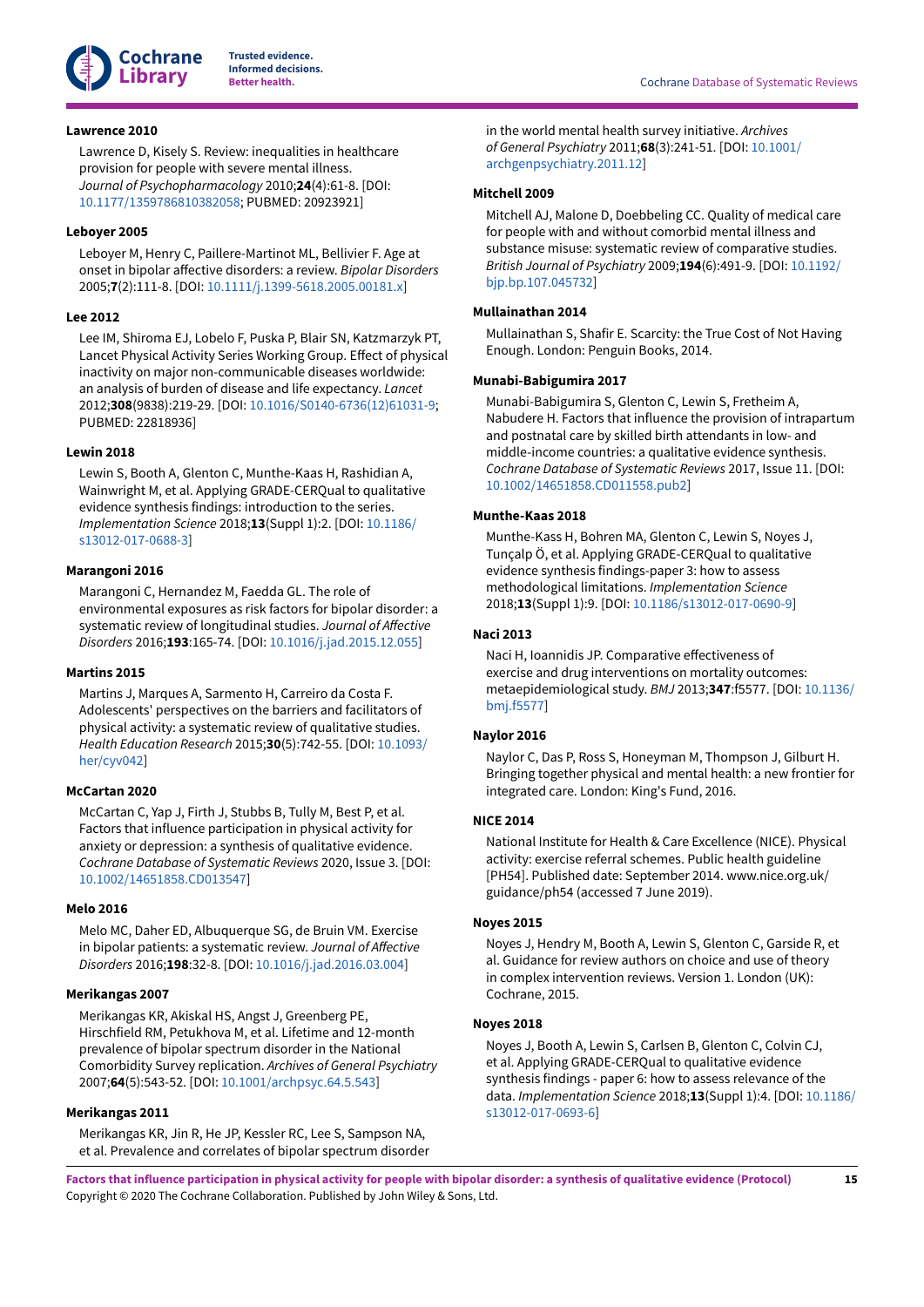**Lawrence 2010**

Lawrence D, Kisely S. Review: inequalities in healthcare provision for people with severe mental illness. *Journal of Psychopharmacology* 2010;**24**(4):61-8. [DOI: 10.1177/1359786810382058; PUBMED: 20923921]

**Leboyer 2005**

Leboyer M, Henry C, Paillere-Martinot ML, Bellivier F. Age at onset in bipolar affective disorders: a review. *Bipolar Disorders* 2005;**7**(2):111-8. [DOI: 10.1111/j.1399-5618.2005.00181.x]

**Lee 2012**

Lee IM, Shiroma EJ, Lobelo F, Puska P, Blair SN, Katzmarzyk PT, Lancet Physical Activity Series Working Group. Effect of physical inactivity on major non-communicable diseases worldwide: an analysis of burden of disease and life expectancy. *Lancet* 2012;**308**(9838):219-29. [DOI: 10.1016/S0140-6736(12)61031-9; PUBMED: 22818936]

**Lewin 2018**

Lewin S, Booth A, Glenton C, Munthe-Kaas H, Rashidian A, Wainwright M, et al. Applying GRADE-CERQual to qualitative evidence synthesis findings: introduction to the series. *Implementation Science* 2018;**13**(Suppl 1):2. [DOI: 10.1186/s13012-017-0688-3]

**Marangoni 2016**

Marangoni C, Hernandez M, Faedda GL. The role of environmental exposures as risk factors for bipolar disorder: a systematic review of longitudinal studies. *Journal of Affective Disorders* 2016;**193**:165-74. [DOI: 10.1016/j.jad.2015.12.055]

**Martins 2015**

Martins J, Marques A, Sarmento H, Carreiro da Costa F. Adolescents' perspectives on the barriers and facilitators of physical activity: a systematic review of qualitative studies. *Health Education Research* 2015;**30**(5):742-55. [DOI: 10.1093/her/cyv042]

**McCartan 2020**

McCartan C, Yap J, Firth J, Stubbs B, Tully M, Best P, et al. Factors that influence participation in physical activity for anxiety or depression: a synthesis of qualitative evidence. *Cochrane Database of Systematic Reviews* 2020, Issue 3. [DOI: 10.1002/14651858.CD013547]

**Melo 2016**

Melo MC, Daher ED, Albuquerque SG, de Bruin VM. Exercise in bipolar patients: a systematic review. *Journal of Affective Disorders* 2016;**198**:32-8. [DOI: 10.1016/j.jad.2016.03.004]

**Merikangas 2007**

Merikangas KR, Akiskal HS, Angst J, Greenberg PE, Hirschfield RM, Petukhova M, et al. Lifetime and 12-month prevalence of bipolar spectrum disorder in the National Comorbidity Survey replication. *Archives of General Psychiatry* 2007;**64**(5):543-52. [DOI: 10.1001/archpsyc.64.5.543]

**Merikangas 2011**

Merikangas KR, Jin R, He JP, Kessler RC, Lee S, Sampson NA, et al. Prevalence and correlates of bipolar spectrum disorder in the world mental health survey initiative. *Archives of General Psychiatry* 2011;**68**(3):241-51. [DOI: 10.1001/archgenpsychiatry.2011.12]

**Mitchell 2009**

Mitchell AJ, Malone D, Doebbeling CC. Quality of medical care for people with and without comorbid mental illness and substance misuse: systematic review of comparative studies. *British Journal of Psychiatry* 2009;**194**(6):491-9. [DOI: 10.1192/bjp.bp.107.045732]

**Mullainathan 2014**

Mullainathan S, Shafir E. Scarcity: the True Cost of Not Having Enough. London: Penguin Books, 2014.

**Munabi-Babigumira 2017**

Munabi-Babigumira S, Glenton C, Lewin S, Fretheim A, Nabudere H. Factors that influence the provision of intrapartum and postnatal care by skilled birth attendants in low- and middle-income countries: a qualitative evidence synthesis. *Cochrane Database of Systematic Reviews* 2017, Issue 11. [DOI: 10.1002/14651858.CD011558.pub2]

**Munthe-Kaas 2018**

Munthe-Kass H, Bohren MA, Glenton C, Lewin S, Noyes J, Tunçalp Ö, et al. Applying GRADE-CERQual to qualitative evidence synthesis findings-paper 3: how to assess methodological limitations. *Implementation Science* 2018;**13**(Suppl 1):9. [DOI: 10.1186/s13012-017-0690-9]

**Naci 2013**

Naci H, Ioannidis JP. Comparative effectiveness of exercise and drug interventions on mortality outcomes: metaepidemiological study. *BMJ* 2013;**347**:f5577. [DOI: 10.1136/bmj.f5577]

**Naylor 2016**

Naylor C, Das P, Ross S, Honeyman M, Thompson J, Gilburt H. Bringing together physical and mental health: a new frontier for integrated care. London: King's Fund, 2016.

**NICE 2014**

National Institute for Health & Care Excellence (NICE). Physical activity: exercise referral schemes. Public health guideline [PH54]. Published date: September 2014. www.nice.org.uk/guidance/ph54 (accessed 7 June 2019).

**Noyes 2015**

Noyes J, Hendry M, Booth A, Lewin S, Glenton C, Garside R, et al. Guidance for review authors on choice and use of theory in complex intervention reviews. Version 1. London (UK): Cochrane, 2015.

**Noyes 2018**

Noyes J, Booth A, Lewin S, Carlsen B, Glenton C, Colvin CJ, et al. Applying GRADE-CERQual to qualitative evidence synthesis findings - paper 6: how to assess relevance of the data. *Implementation Science* 2018;**13**(Suppl 1):4. [DOI: 10.1186/s13012-017-0693-6]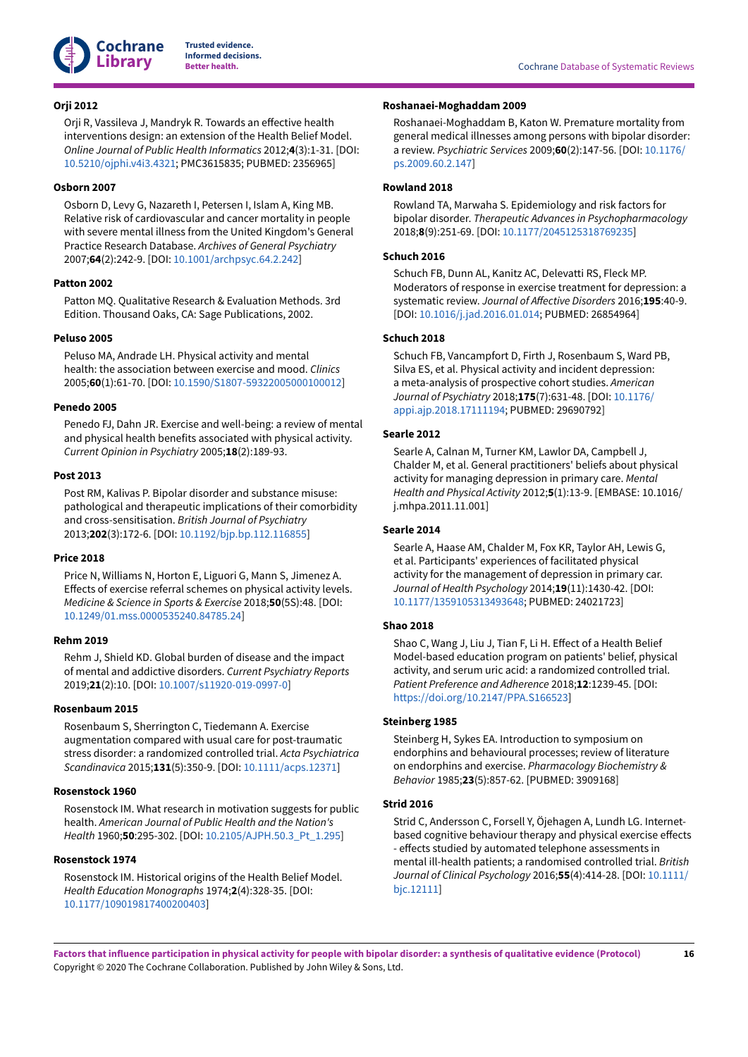**Orji 2012**

Orji R, Vassileva J, Mandryk R. Towards an effective health interventions design: an extension of the Health Belief Model. *Online Journal of Public Health Informatics* 2012;**4**(3):1-31. [DOI: 10.5210/ojphi.v4i3.4321; PMC3615835; PUBMED: 2356965]

**Osborn 2007**

Osborn D, Levy G, Nazareth I, Petersen I, Islam A, King MB. Relative risk of cardiovascular and cancer mortality in people with severe mental illness from the United Kingdom's General Practice Research Database. *Archives of General Psychiatry* 2007;**64**(2):242-9. [DOI: 10.1001/archpsyc.64.2.242]

**Patton 2002**

Patton MQ. Qualitative Research & Evaluation Methods. 3rd Edition. Thousand Oaks, CA: Sage Publications, 2002.

**Peluso 2005**

Peluso MA, Andrade LH. Physical activity and mental health: the association between exercise and mood. *Clinics* 2005;**60**(1):61-70. [DOI: 10.1590/S1807-59322005000100012]

**Penedo 2005**

Penedo FJ, Dahn JR. Exercise and well-being: a review of mental and physical health benefits associated with physical activity. *Current Opinion in Psychiatry* 2005;**18**(2):189-93.

**Post 2013**

Post RM, Kalivas P. Bipolar disorder and substance misuse: pathological and therapeutic implications of their comorbidity and cross-sensitisation. *British Journal of Psychiatry* 2013;**202**(3):172-6. [DOI: 10.1192/bjp.bp.112.116855]

**Price 2018**

Price N, Williams N, Horton E, Liguori G, Mann S, Jimenez A. Effects of exercise referral schemes on physical activity levels. *Medicine & Science in Sports & Exercise* 2018;**50**(5S):48. [DOI: 10.1249/01.mss.0000535240.84785.24]

**Rehm 2019**

Rehm J, Shield KD. Global burden of disease and the impact of mental and addictive disorders. *Current Psychiatry Reports* 2019;**21**(2):10. [DOI: 10.1007/s11920-019-0997-0]

**Rosenbaum 2015**

Rosenbaum S, Sherrington C, Tiedemann A. Exercise augmentation compared with usual care for post-traumatic stress disorder: a randomized controlled trial. *Acta Psychiatrica Scandinavica* 2015;**131**(5):350-9. [DOI: 10.1111/acps.12371]

**Rosenstock 1960**

Rosenstock IM. What research in motivation suggests for public health. *American Journal of Public Health and the Nation's Health* 1960;**50**:295-302. [DOI: 10.2105/AJPH.50.3_Pt_1.295]

**Rosenstock 1974**

Rosenstock IM. Historical origins of the Health Belief Model. *Health Education Monographs* 1974;**2**(4):328-35. [DOI: 10.1177/109019817400200403]

**Roshanaei-Moghaddam 2009**

Roshanaei-Moghaddam B, Katon W. Premature mortality from general medical illnesses among persons with bipolar disorder: a review. *Psychiatric Services* 2009;**60**(2):147-56. [DOI: 10.1176/ps.2009.60.2.147]

**Rowland 2018**

Rowland TA, Marwaha S. Epidemiology and risk factors for bipolar disorder. *Therapeutic Advances in Psychopharmacology* 2018;**8**(9):251-69. [DOI: 10.1177/2045125318769235]

**Schuch 2016**

Schuch FB, Dunn AL, Kanitz AC, Delevatti RS, Fleck MP. Moderators of response in exercise treatment for depression: a systematic review. *Journal of Affective Disorders* 2016;**195**:40-9. [DOI: 10.1016/j.jad.2016.01.014; PUBMED: 26854964]

**Schuch 2018**

Schuch FB, Vancampfort D, Firth J, Rosenbaum S, Ward PB, Silva ES, et al. Physical activity and incident depression: a meta-analysis of prospective cohort studies. *American Journal of Psychiatry* 2018;**175**(7):631-48. [DOI: 10.1176/appi.ajp.2018.17111194; PUBMED: 29690792]

**Searle 2012**

Searle A, Calnan M, Turner KM, Lawlor DA, Campbell J, Chalder M, et al. General practitioners' beliefs about physical activity for managing depression in primary care. *Mental Health and Physical Activity* 2012;**5**(1):13-9. [EMBASE: 10.1016/j.mhpa.2011.11.001]

**Searle 2014**

Searle A, Haase AM, Chalder M, Fox KR, Taylor AH, Lewis G, et al. Participants' experiences of facilitated physical activity for the management of depression in primary car. *Journal of Health Psychology* 2014;**19**(11):1430-42. [DOI: 10.1177/1359105313493648; PUBMED: 24021723]

**Shao 2018**

Shao C, Wang J, Liu J, Tian F, Li H. Effect of a Health Belief Model-based education program on patients' belief, physical activity, and serum uric acid: a randomized controlled trial. *Patient Preference and Adherence* 2018;**12**:1239-45. [DOI: https://doi.org/10.2147/PPA.S166523]

**Steinberg 1985**

Steinberg H, Sykes EA. Introduction to symposium on endorphins and behavioural processes; review of literature on endorphins and exercise. *Pharmacology Biochemistry & Behavior* 1985;**23**(5):857-62. [PUBMED: 3909168]

**Strid 2016**

Strid C, Andersson C, Forsell Y, Öjehagen A, Lundh LG. Internet-based cognitive behaviour therapy and physical exercise effects - effects studied by automated telephone assessments in mental ill-health patients; a randomised controlled trial. *British Journal of Clinical Psychology* 2016;**55**(4):414-28. [DOI: 10.1111/bjc.12111]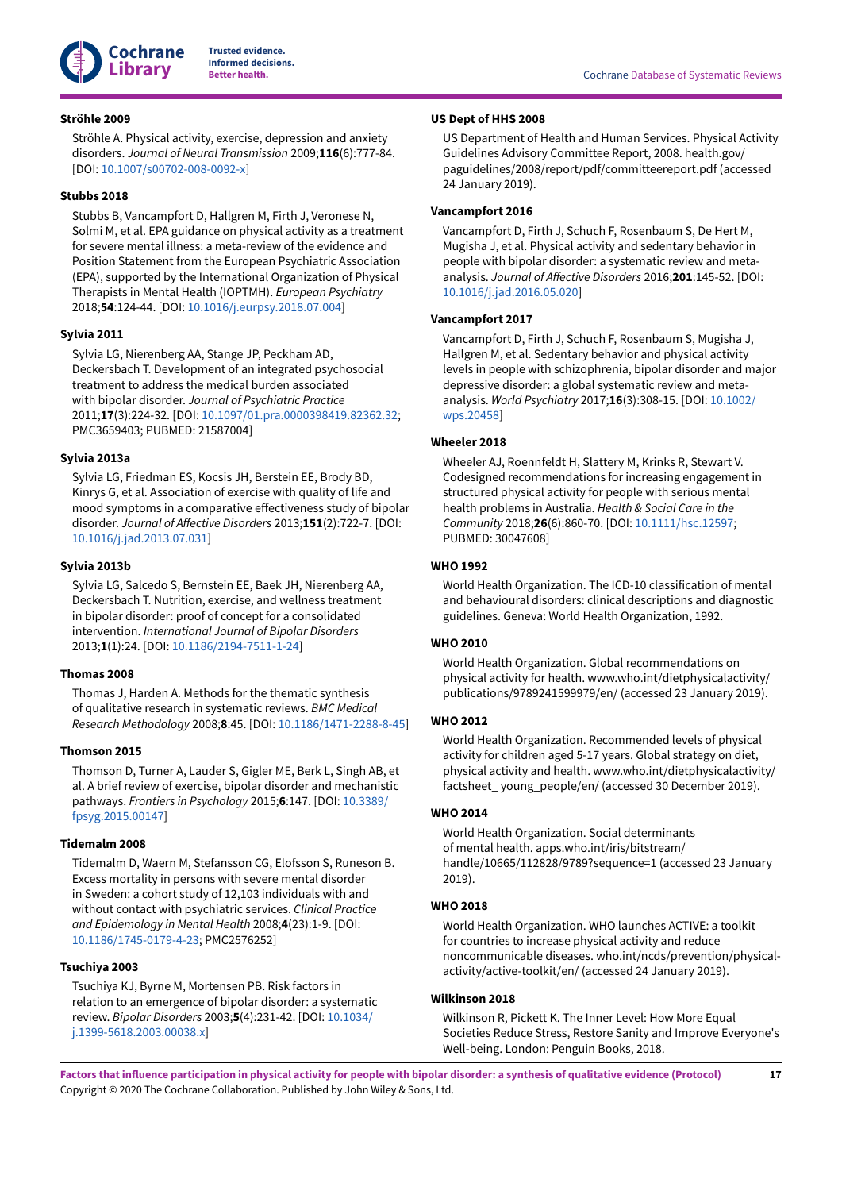**Ströhle 2009**

Ströhle A. Physical activity, exercise, depression and anxiety disorders. *Journal of Neural Transmission* 2009;**116**(6):777-84. [DOI: 10.1007/s00702-008-0092-x]

**Stubbs 2018**

Stubbs B, Vancampfort D, Hallgren M, Firth J, Veronese N, Solmi M, et al. EPA guidance on physical activity as a treatment for severe mental illness: a meta-review of the evidence and Position Statement from the European Psychiatric Association (EPA), supported by the International Organization of Physical Therapists in Mental Health (IOPTMH). *European Psychiatry* 2018;**54**:124-44. [DOI: 10.1016/j.eurpsy.2018.07.004]

**Sylvia 2011**

Sylvia LG, Nierenberg AA, Stange JP, Peckham AD, Deckersbach T. Development of an integrated psychosocial treatment to address the medical burden associated with bipolar disorder. *Journal of Psychiatric Practice* 2011;**17**(3):224-32. [DOI: 10.1097/01.pra.0000398419.82362.32; PMC3659403; PUBMED: 21587004]

**Sylvia 2013a**

Sylvia LG, Friedman ES, Kocsis JH, Berstein EE, Brody BD, Kinrys G, et al. Association of exercise with quality of life and mood symptoms in a comparative effectiveness study of bipolar disorder. *Journal of Affective Disorders* 2013;**151**(2):722-7. [DOI: 10.1016/j.jad.2013.07.031]

**Sylvia 2013b**

Sylvia LG, Salcedo S, Bernstein EE, Baek JH, Nierenberg AA, Deckersbach T. Nutrition, exercise, and wellness treatment in bipolar disorder: proof of concept for a consolidated intervention. *International Journal of Bipolar Disorders* 2013;**1**(1):24. [DOI: 10.1186/2194-7511-1-24]

**Thomas 2008**

Thomas J, Harden A. Methods for the thematic synthesis of qualitative research in systematic reviews. *BMC Medical Research Methodology* 2008;**8**:45. [DOI: 10.1186/1471-2288-8-45]

**Thomson 2015**

Thomson D, Turner A, Lauder S, Gigler ME, Berk L, Singh AB, et al. A brief review of exercise, bipolar disorder and mechanistic pathways. *Frontiers in Psychology* 2015;**6**:147. [DOI: 10.3389/fpsyg.2015.00147]

**Tidemalm 2008**

Tidemalm D, Waern M, Stefansson CG, Elofsson S, Runeson B. Excess mortality in persons with severe mental disorder in Sweden: a cohort study of 12,103 individuals with and without contact with psychiatric services. *Clinical Practice and Epidemiology in Mental Health* 2008;**4**(23):1-9. [DOI: 10.1186/1745-0179-4-23; PMC2576252]

**Tsuchiya 2003**

Tsuchiya KJ, Byrne M, Mortensen PB. Risk factors in relation to an emergence of bipolar disorder: a systematic review. *Bipolar Disorders* 2003;**5**(4):231-42. [DOI: 10.1034/j.1399-5618.2003.00038.x]

**US Dept of HHS 2008**

US Department of Health and Human Services. Physical Activity Guidelines Advisory Committee Report, 2008. health.gov/paguidelines/2008/report/pdf/committeereport.pdf (accessed 24 January 2019).

**Vancampfort 2016**

Vancampfort D, Firth J, Schuch F, Rosenbaum S, De Hert M, Mugisha J, et al. Physical activity and sedentary behavior in people with bipolar disorder: a systematic review and meta-analysis. *Journal of Affective Disorders* 2016;**201**:145-52. [DOI: 10.1016/j.jad.2016.05.020]

**Vancampfort 2017**

Vancampfort D, Firth J, Schuch F, Rosenbaum S, Mugisha J, Hallgren M, et al. Sedentary behavior and physical activity levels in people with schizophrenia, bipolar disorder and major depressive disorder: a global systematic review and meta-analysis. *World Psychiatry* 2017;**16**(3):308-15. [DOI: 10.1002/wps.20458]

**Wheeler 2018**

Wheeler AJ, Roennfeldt H, Slattery M, Krinks R, Stewart V. Codesigned recommendations for increasing engagement in structured physical activity for people with serious mental health problems in Australia. *Health & Social Care in the Community* 2018;**26**(6):860-70. [DOI: 10.1111/hsc.12597; PUBMED: 30047608]

**WHO 1992**

World Health Organization. The ICD-10 classification of mental and behavioural disorders: clinical descriptions and diagnostic guidelines. Geneva: World Health Organization, 1992.

**WHO 2010**

World Health Organization. Global recommendations on physical activity for health. www.who.int/dietphysicalactivity/publications/9789241599979/en/ (accessed 23 January 2019).

**WHO 2012**

World Health Organization. Recommended levels of physical activity for children aged 5-17 years. Global strategy on diet, physical activity and health. www.who.int/dietphysicalactivity/factsheet_ young_people/en/ (accessed 30 December 2019).

**WHO 2014**

World Health Organization. Social determinants of mental health. apps.who.int/iris/bitstream/handle/10665/112828/9789?sequence=1 (accessed 23 January 2019).

**WHO 2018**

World Health Organization. WHO launches ACTIVE: a toolkit for countries to increase physical activity and reduce noncommunicable diseases. who.int/ncds/prevention/physical-activity/active-toolkit/en/ (accessed 24 January 2019).

**Wilkinson 2018**

Wilkinson R, Pickett K. The Inner Level: How More Equal Societies Reduce Stress, Restore Sanity and Improve Everyone's Well-being. London: Penguin Books, 2018.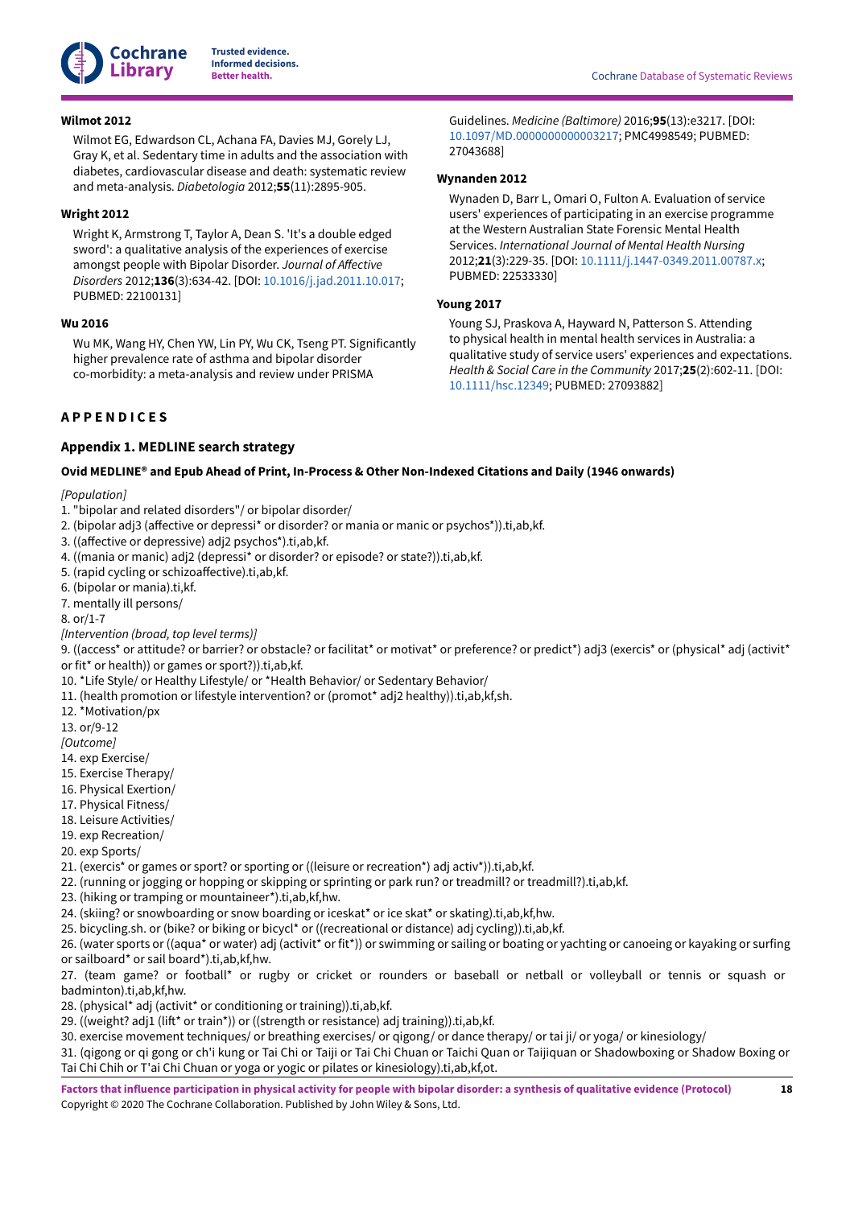**Wilmot 2012**

Wilmot EG, Edwardson CL, Achana FA, Davies MJ, Gorely LJ, Gray K, et al. Sedentary time in adults and the association with diabetes, cardiovascular disease and death: systematic review and meta-analysis. *Diabetologia* 2012;**55**(11):2895-905.

**Wright 2012**

Wright K, Armstrong T, Taylor A, Dean S. 'It's a double edged sword': a qualitative analysis of the experiences of exercise amongst people with Bipolar Disorder. *Journal of Affective Disorders* 2012;**136**(3):634-42. [DOI: 10.1016/j.jad.2011.10.017; PUBMED: 22100131]

**Wu 2016**

Wu MK, Wang HY, Chen YW, Lin PY, Wu CK, Tseng PT. Significantly higher prevalence rate of asthma and bipolar disorder co-morbidity: a meta-analysis and review under PRISMA Guidelines. *Medicine (Baltimore)* 2016;**95**(13):e3217. [DOI: 10.1097/MD.0000000000003217; PMC4998549; PUBMED: 27043688]

**Wynanden 2012**

Wynaden D, Barr L, Omari O, Fulton A. Evaluation of service users' experiences of participating in an exercise programme at the Western Australian State Forensic Mental Health Services. *International Journal of Mental Health Nursing* 2012;**21**(3):229-35. [DOI: 10.1111/j.1447-0349.2011.00787.x; PUBMED: 22533330]

**Young 2017**

Young SJ, Praskova A, Hayward N, Patterson S. Attending to physical health in mental health services in Australia: a qualitative study of service users' experiences and expectations. *Health & Social Care in the Community* 2017;**25**(2):602-11. [DOI: 10.1111/hsc.12349; PUBMED: 27093882]

## APPENDICES

### Appendix 1. MEDLINE search strategy

#### Ovid MEDLINE® and Epub Ahead of Print, In-Process & Other Non-Indexed Citations and Daily (1946 onwards)

*[Population]*

1. "bipolar and related disorders"/ or bipolar disorder/
2. (bipolar adj3 (affective or depressi* or disorder? or mania or manic or psychos*)).ti,ab,kf.
3. ((affective or depressive) adj2 psychos*).ti,ab,kf.
4. ((mania or manic) adj2 (depressi* or disorder? or episode? or state?)).ti,ab,kf.
5. (rapid cycling or schizoaffective).ti,ab,kf.
6. (bipolar or mania).ti,kf.
7. mentally ill persons/
8. or/1-7

*[Intervention (broad, top level terms)]*

9. ((access* or attitude? or barrier? or obstacle? or facilitat* or motivat* or preference? or predict*) adj3 (exercis* or (physical* adj (activit* or fit* or health)) or games or sport?)).ti,ab,kf.
10. *Life Style/ or Healthy Lifestyle/ or *Health Behavior/ or Sedentary Behavior/
11. (health promotion or lifestyle intervention? or (promot* adj2 healthy)).ti,ab,kf,sh.
12. *Motivation/px
13. or/9-12

*[Outcome]*

14. exp Exercise/
15. Exercise Therapy/
16. Physical Exertion/
17. Physical Fitness/
18. Leisure Activities/
19. exp Recreation/
20. exp Sports/
21. (exercis* or games or sport? or sporting or ((leisure or recreation*) adj activ*)).ti,ab,kf.
22. (running or jogging or hopping or skipping or sprinting or park run? or treadmill? or treadmill?).ti,ab,kf.
23. (hiking or tramping or mountaineer*).ti,ab,kf,hw.
24. (skiing? or snowboarding or snow boarding or iceskat* or ice skat* or skating).ti,ab,kf,hw.
25. bicycling.sh. or (bike? or biking or bicycl* or ((recreational or distance) adj cycling)).ti,ab,kf.
26. (water sports or ((aqua* or water) adj (activit* or fit*)) or swimming or sailing or boating or yachting or canoeing or kayaking or surfing or sailboard* or sail board*).ti,ab,kf,hw.
27. (team game? or football* or rugby or cricket or rounders or baseball or netball or volleyball or tennis or squash or badminton).ti,ab,kf,hw.
28. (physical* adj (activit* or conditioning or training)).ti,ab,kf.
29. ((weight? adj1 (lift* or train*)) or ((strength or resistance) adj training)).ti,ab,kf.
30. exercise movement techniques/ or breathing exercises/ or qigong/ or dance therapy/ or tai ji/ or yoga/ or kinesiology/
31. (qigong or qi gong or ch'i kung or Tai Chi or Taiji or Tai Chi Chuan or Taichi Quan or Taijiquan or Shadowboxing or Shadow Boxing or Tai Chi Chih or T'ai Chi Chuan or yoga or yogic or pilates or kinesiology).ti,ab,kf,ot.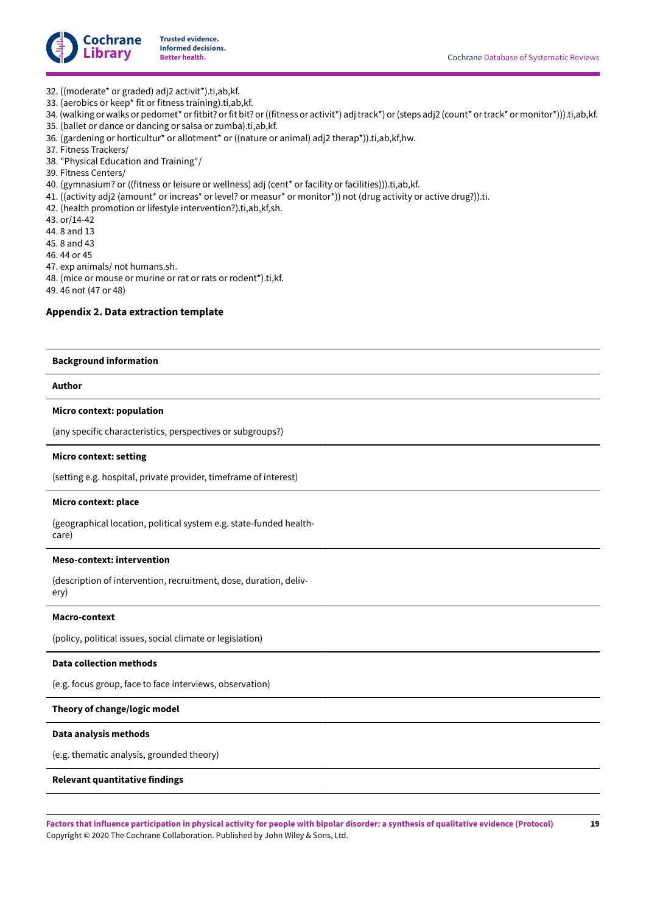32. ((moderate* or graded) adj2 activit*).ti,ab,kf.
33. (aerobics or keep* fit or fitness training).ti,ab,kf.
34. (walking or walks or pedomet* or fitbit? or fit bit? or ((fitness or activit*) adj track*) or (steps adj2 (count* or track* or monitor*))).ti,ab,kf.
35. (ballet or dance or dancing or salsa or zumba).ti,ab,kf.
36. (gardening or horticultur* or allotment* or ((nature or animal) adj2 therap*)).ti,ab,kf,hw.
37. Fitness Trackers/
38. "Physical Education and Training"/
39. Fitness Centers/
40. (gymnasium? or ((fitness or leisure or wellness) adj (cent* or facility or facilities))).ti,ab,kf.
41. ((activity adj2 (amount* or increas* or level? or measur* or monitor*)) not (drug activity or active drug?)).ti.
42. (health promotion or lifestyle intervention?).ti,ab,kf,sh.
43. or/14-42
44. 8 and 13
45. 8 and 43
46. 44 or 45
47. exp animals/ not humans.sh.
48. (mice or mouse or murine or rat or rats or rodent*).ti,kf.
49. 46 not (47 or 48)

### Appendix 2. Data extraction template

| **Background information** |
|---|
| **Author** |
| **Micro context: population**<br><br>(any specific characteristics, perspectives or subgroups?) |
| **Micro context: setting**<br><br>(setting e.g. hospital, private provider, timeframe of interest) |
| **Micro context: place**<br><br>(geographical location, political system e.g. state-funded health-care) |
| **Meso-context: intervention**<br><br>(description of intervention, recruitment, dose, duration, delivery) |
| **Macro-context**<br><br>(policy, political issues, social climate or legislation) |
| **Data collection methods**<br><br>(e.g. focus group, face to face interviews, observation) |
| **Theory of change/logic model** |
| **Data analysis methods**<br><br>(e.g. thematic analysis, grounded theory) |
| **Relevant quantitative findings** |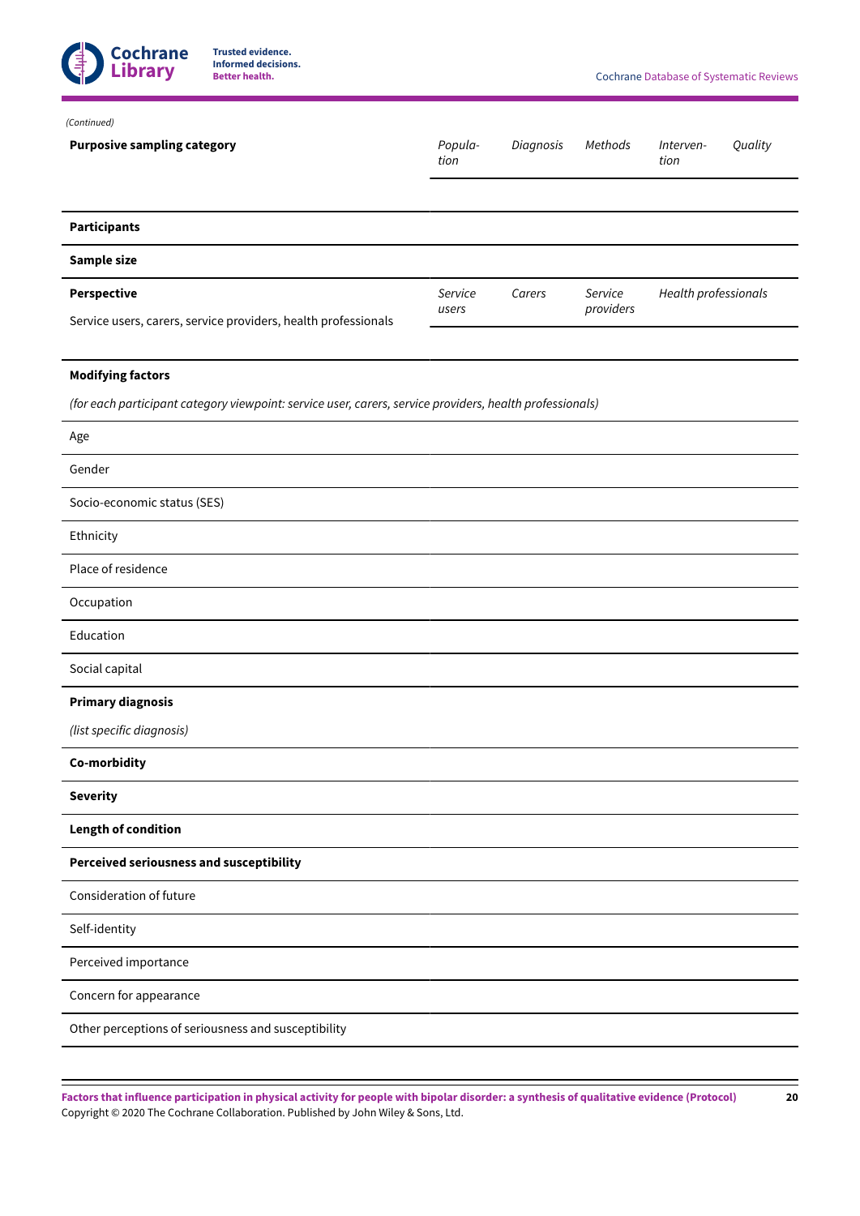*(Continued)*

| Purposive sampling category | *Population* | *Diagnosis* | *Methods* | *Intervention* | *Quality* |
|---|---|---|---|---|---|
| **Participants** | | | | | |
| **Sample size** | | | | | |
| **Perspective**<br>Service users, carers, service providers, health professionals | *Service users* | *Carers* | *Service providers* | *Health professionals* | |
| **Modifying factors**<br>*(for each participant category viewpoint: service user, carers, service providers, health professionals)* | | | | | |
| Age | | | | | |
| Gender | | | | | |
| Socio-economic status (SES) | | | | | |
| Ethnicity | | | | | |
| Place of residence | | | | | |
| Occupation | | | | | |
| Education | | | | | |
| Social capital | | | | | |
| **Primary diagnosis**<br>*(list specific diagnosis)* | | | | | |
| **Co-morbidity** | | | | | |
| **Severity** | | | | | |
| **Length of condition** | | | | | |
| **Perceived seriousness and susceptibility** | | | | | |
| Consideration of future | | | | | |
| Self-identity | | | | | |
| Perceived importance | | | | | |
| Concern for appearance | | | | | |
| Other perceptions of seriousness and susceptibility | | | | | |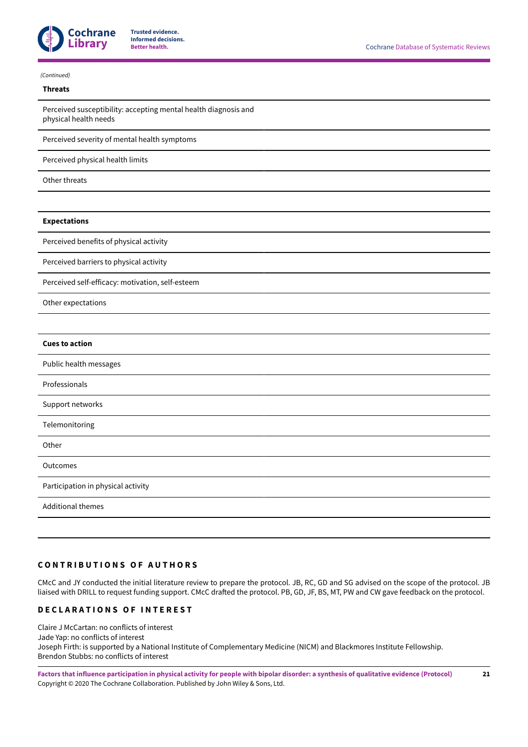*(Continued)*

| **Threats** |
|---|
| Perceived susceptibility: accepting mental health diagnosis and physical health needs |
| Perceived severity of mental health symptoms |
| Perceived physical health limits |
| Other threats |
| |
| **Expectations** |
| Perceived benefits of physical activity |
| Perceived barriers to physical activity |
| Perceived self-efficacy: motivation, self-esteem |
| Other expectations |
| |
| **Cues to action** |
| Public health messages |
| Professionals |
| Support networks |
| Telemonitoring |
| Other |
| Outcomes |
| Participation in physical activity |
| Additional themes |

## CONTRIBUTIONS OF AUTHORS

CMcC and JY conducted the initial literature review to prepare the protocol. JB, RC, GD and SG advised on the scope of the protocol. JB liaised with DRILL to request funding support. CMcC drafted the protocol. PB, GD, JF, BS, MT, PW and CW gave feedback on the protocol.

## DECLARATIONS OF INTEREST

Claire J McCartan: no conflicts of interest
Jade Yap: no conflicts of interest
Joseph Firth: is supported by a National Institute of Complementary Medicine (NICM) and Blackmores Institute Fellowship.
Brendon Stubbs: no conflicts of interest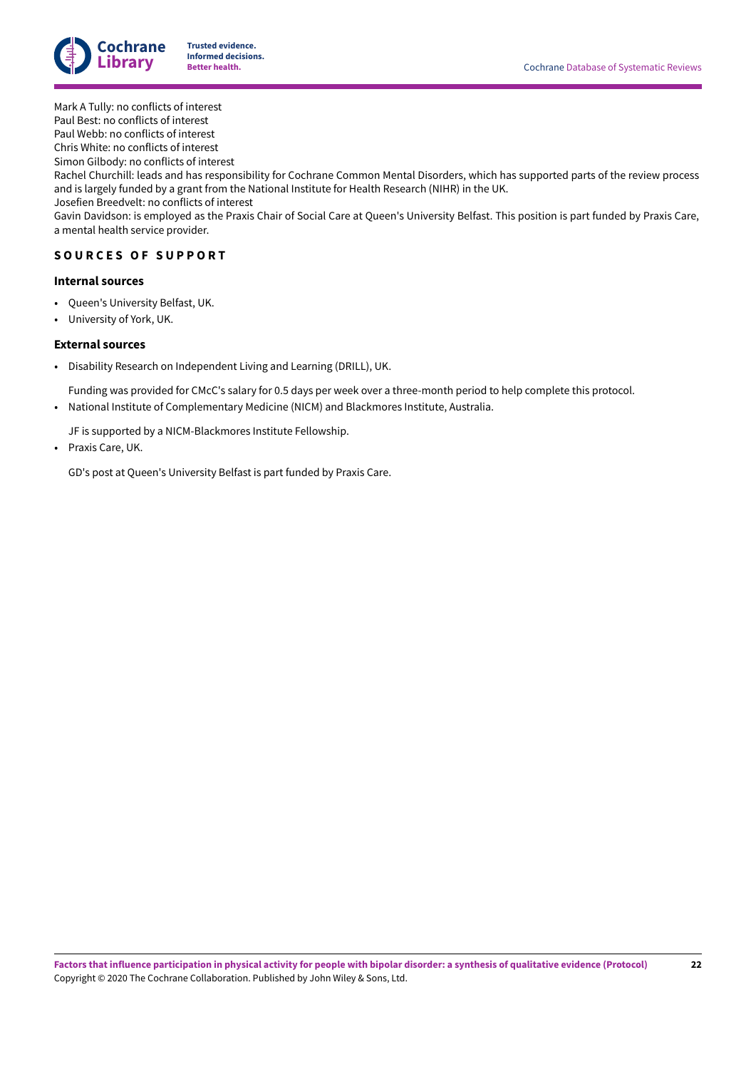Mark A Tully: no conflicts of interest
Paul Best: no conflicts of interest
Paul Webb: no conflicts of interest
Chris White: no conflicts of interest
Simon Gilbody: no conflicts of interest
Rachel Churchill: leads and has responsibility for Cochrane Common Mental Disorders, which has supported parts of the review process and is largely funded by a grant from the National Institute for Health Research (NIHR) in the UK.
Josefien Breedvelt: no conflicts of interest
Gavin Davidson: is employed as the Praxis Chair of Social Care at Queen's University Belfast. This position is part funded by Praxis Care, a mental health service provider.

## SOURCES OF SUPPORT

### Internal sources

- Queen's University Belfast, UK.
- University of York, UK.

### External sources

- Disability Research on Independent Living and Learning (DRILL), UK.

  Funding was provided for CMcC's salary for 0.5 days per week over a three-month period to help complete this protocol.
- National Institute of Complementary Medicine (NICM) and Blackmores Institute, Australia.

  JF is supported by a NICM-Blackmores Institute Fellowship.
- Praxis Care, UK.

  GD's post at Queen's University Belfast is part funded by Praxis Care.